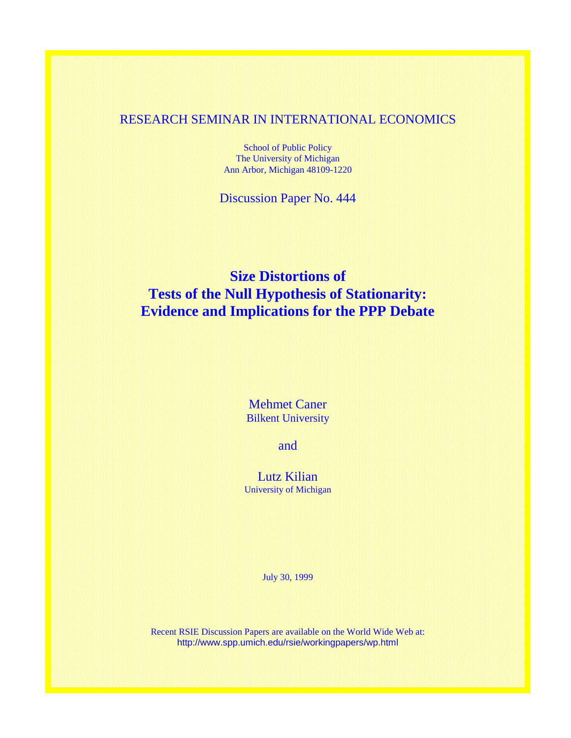RESEARCH SEMINAR IN INTERNATIONAL ECONOMICS

School of Public Policy
The University of Michigan
Ann Arbor, Michigan 48109-1220

Discussion Paper No. 444

# Size Distortions of Tests of the Null Hypothesis of Stationarity: Evidence and Implications for the PPP Debate

Mehmet Caner
Bilkent University

and

Lutz Kilian
University of Michigan

July 30, 1999

Recent RSIE Discussion Papers are available on the World Wide Web at:
http://www.spp.umich.edu/rsie/workingpapers/wp.html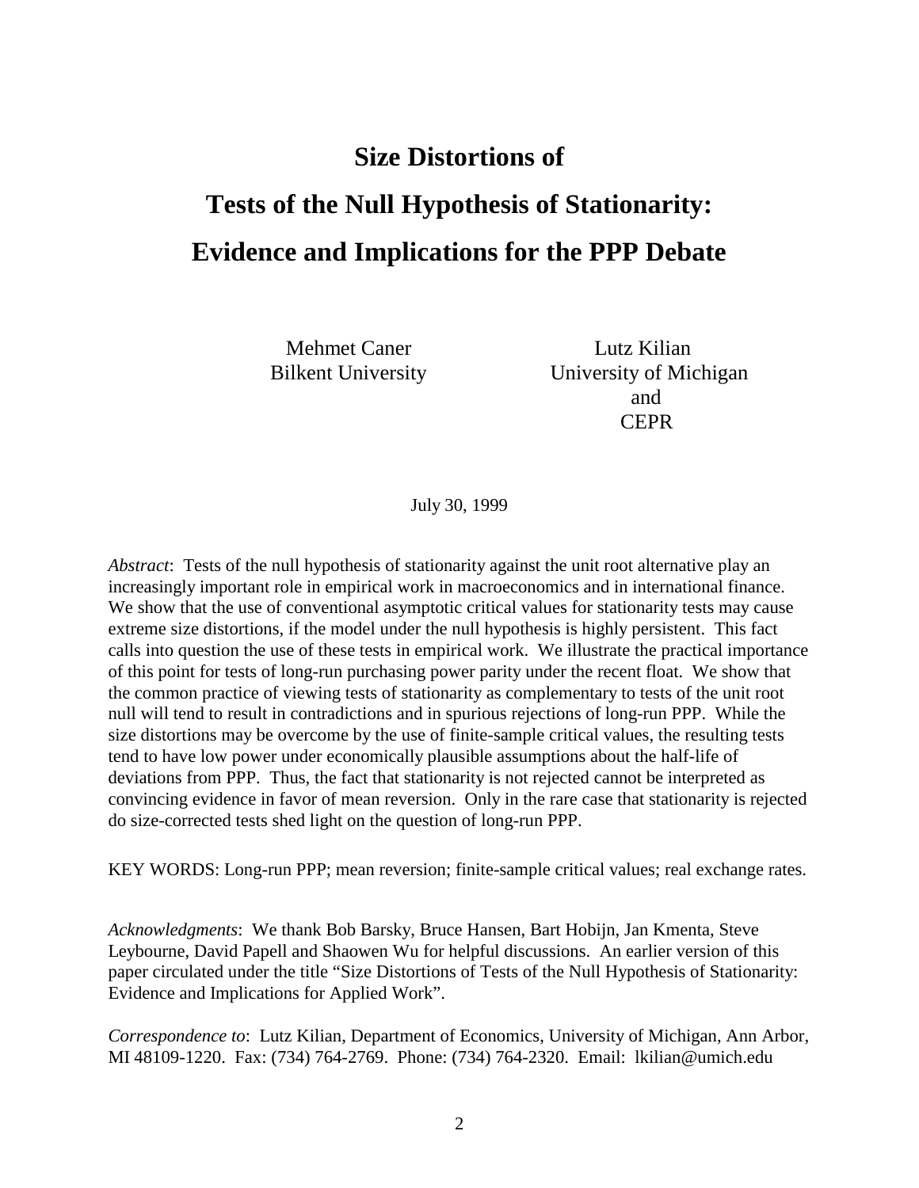# Size Distortions of Tests of the Null Hypothesis of Stationarity: Evidence and Implications for the PPP Debate

Mehmet Caner
Bilkent University

Lutz Kilian
University of Michigan
and
CEPR

July 30, 1999

*Abstract*: Tests of the null hypothesis of stationarity against the unit root alternative play an increasingly important role in empirical work in macroeconomics and in international finance. We show that the use of conventional asymptotic critical values for stationarity tests may cause extreme size distortions, if the model under the null hypothesis is highly persistent. This fact calls into question the use of these tests in empirical work. We illustrate the practical importance of this point for tests of long-run purchasing power parity under the recent float. We show that the common practice of viewing tests of stationarity as complementary to tests of the unit root null will tend to result in contradictions and in spurious rejections of long-run PPP. While the size distortions may be overcome by the use of finite-sample critical values, the resulting tests tend to have low power under economically plausible assumptions about the half-life of deviations from PPP. Thus, the fact that stationarity is not rejected cannot be interpreted as convincing evidence in favor of mean reversion. Only in the rare case that stationarity is rejected do size-corrected tests shed light on the question of long-run PPP.

KEY WORDS: Long-run PPP; mean reversion; finite-sample critical values; real exchange rates.

*Acknowledgments*: We thank Bob Barsky, Bruce Hansen, Bart Hobijn, Jan Kmenta, Steve Leybourne, David Papell and Shaowen Wu for helpful discussions. An earlier version of this paper circulated under the title "Size Distortions of Tests of the Null Hypothesis of Stationarity: Evidence and Implications for Applied Work".

*Correspondence to*: Lutz Kilian, Department of Economics, University of Michigan, Ann Arbor, MI 48109-1220. Fax: (734) 764-2769. Phone: (734) 764-2320. Email: lkilian@umich.edu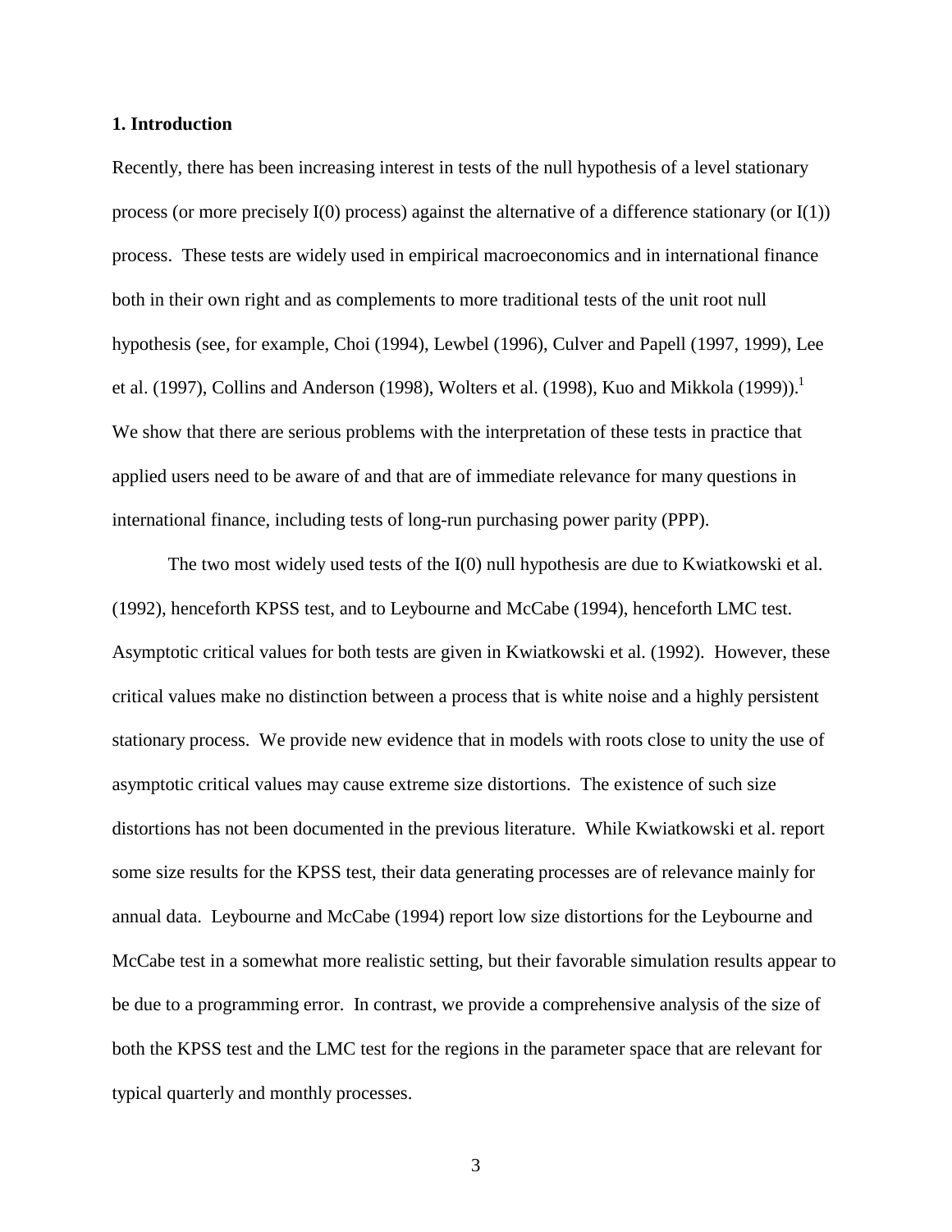## 1. Introduction

Recently, there has been increasing interest in tests of the null hypothesis of a level stationary process (or more precisely I(0) process) against the alternative of a difference stationary (or I(1)) process. These tests are widely used in empirical macroeconomics and in international finance both in their own right and as complements to more traditional tests of the unit root null hypothesis (see, for example, Choi (1994), Lewbel (1996), Culver and Papell (1997, 1999), Lee et al. (1997), Collins and Anderson (1998), Wolters et al. (1998), Kuo and Mikkola (1999)).[1] We show that there are serious problems with the interpretation of these tests in practice that applied users need to be aware of and that are of immediate relevance for many questions in international finance, including tests of long-run purchasing power parity (PPP).

The two most widely used tests of the I(0) null hypothesis are due to Kwiatkowski et al. (1992), henceforth KPSS test, and to Leybourne and McCabe (1994), henceforth LMC test. Asymptotic critical values for both tests are given in Kwiatkowski et al. (1992). However, these critical values make no distinction between a process that is white noise and a highly persistent stationary process. We provide new evidence that in models with roots close to unity the use of asymptotic critical values may cause extreme size distortions. The existence of such size distortions has not been documented in the previous literature. While Kwiatkowski et al. report some size results for the KPSS test, their data generating processes are of relevance mainly for annual data. Leybourne and McCabe (1994) report low size distortions for the Leybourne and McCabe test in a somewhat more realistic setting, but their favorable simulation results appear to be due to a programming error. In contrast, we provide a comprehensive analysis of the size of both the KPSS test and the LMC test for the regions in the parameter space that are relevant for typical quarterly and monthly processes.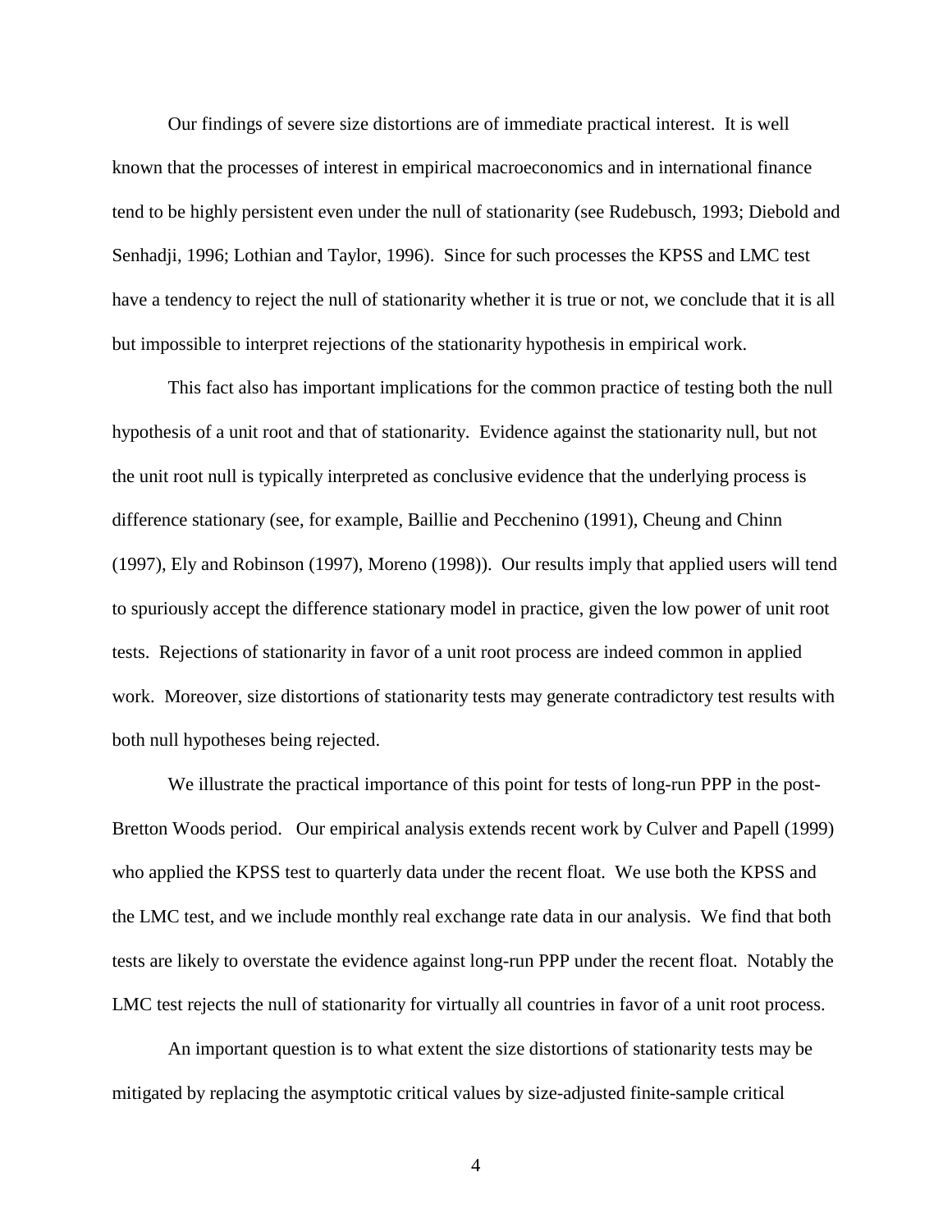Our findings of severe size distortions are of immediate practical interest. It is well known that the processes of interest in empirical macroeconomics and in international finance tend to be highly persistent even under the null of stationarity (see Rudebusch, 1993; Diebold and Senhadji, 1996; Lothian and Taylor, 1996). Since for such processes the KPSS and LMC test have a tendency to reject the null of stationarity whether it is true or not, we conclude that it is all but impossible to interpret rejections of the stationarity hypothesis in empirical work.

This fact also has important implications for the common practice of testing both the null hypothesis of a unit root and that of stationarity. Evidence against the stationarity null, but not the unit root null is typically interpreted as conclusive evidence that the underlying process is difference stationary (see, for example, Baillie and Pecchenino (1991), Cheung and Chinn (1997), Ely and Robinson (1997), Moreno (1998)). Our results imply that applied users will tend to spuriously accept the difference stationary model in practice, given the low power of unit root tests. Rejections of stationarity in favor of a unit root process are indeed common in applied work. Moreover, size distortions of stationarity tests may generate contradictory test results with both null hypotheses being rejected.

We illustrate the practical importance of this point for tests of long-run PPP in the post-Bretton Woods period. Our empirical analysis extends recent work by Culver and Papell (1999) who applied the KPSS test to quarterly data under the recent float. We use both the KPSS and the LMC test, and we include monthly real exchange rate data in our analysis. We find that both tests are likely to overstate the evidence against long-run PPP under the recent float. Notably the LMC test rejects the null of stationarity for virtually all countries in favor of a unit root process.

An important question is to what extent the size distortions of stationarity tests may be mitigated by replacing the asymptotic critical values by size-adjusted finite-sample critical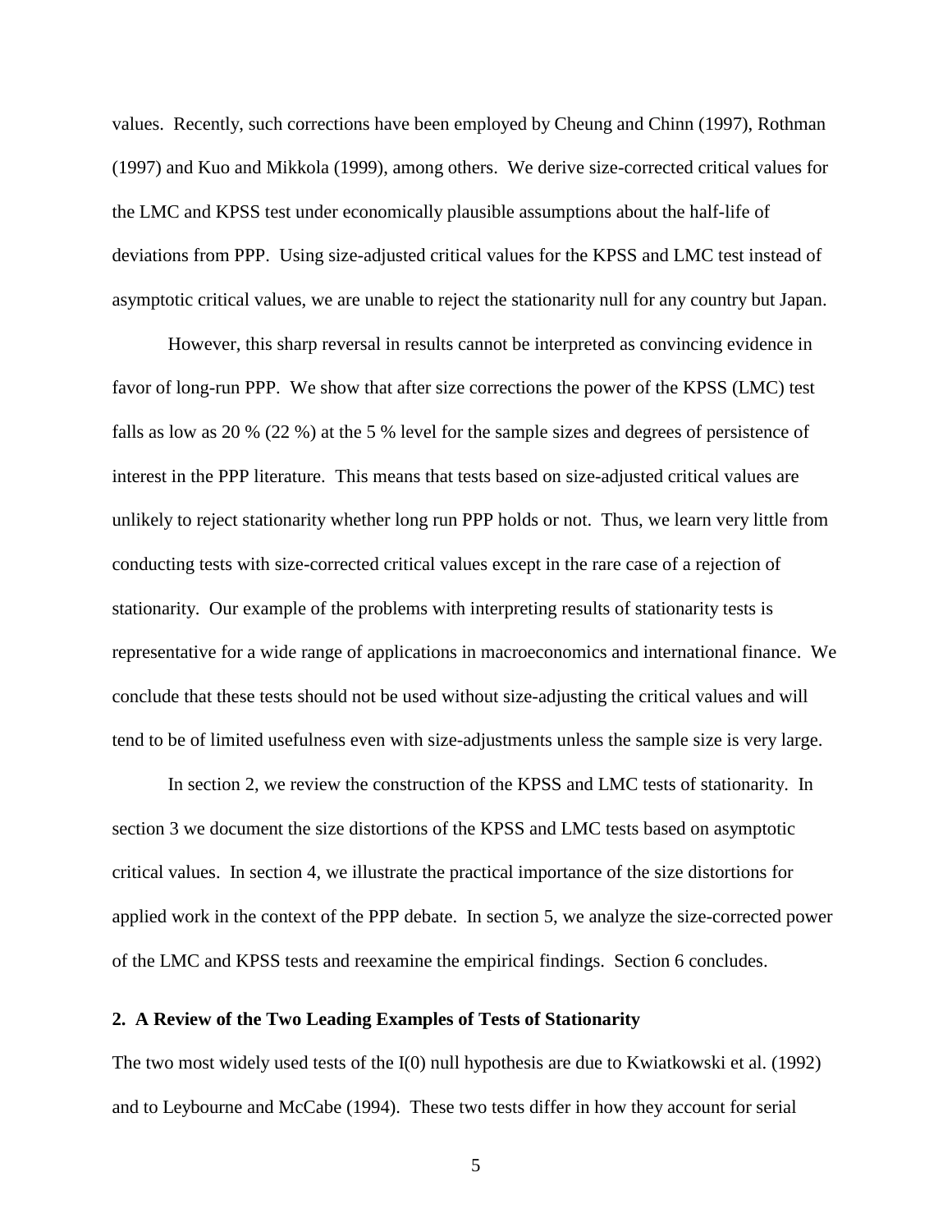values. Recently, such corrections have been employed by Cheung and Chinn (1997), Rothman (1997) and Kuo and Mikkola (1999), among others. We derive size-corrected critical values for the LMC and KPSS test under economically plausible assumptions about the half-life of deviations from PPP. Using size-adjusted critical values for the KPSS and LMC test instead of asymptotic critical values, we are unable to reject the stationarity null for any country but Japan.

However, this sharp reversal in results cannot be interpreted as convincing evidence in favor of long-run PPP. We show that after size corrections the power of the KPSS (LMC) test falls as low as 20 % (22 %) at the 5 % level for the sample sizes and degrees of persistence of interest in the PPP literature. This means that tests based on size-adjusted critical values are unlikely to reject stationarity whether long run PPP holds or not. Thus, we learn very little from conducting tests with size-corrected critical values except in the rare case of a rejection of stationarity. Our example of the problems with interpreting results of stationarity tests is representative for a wide range of applications in macroeconomics and international finance. We conclude that these tests should not be used without size-adjusting the critical values and will tend to be of limited usefulness even with size-adjustments unless the sample size is very large.

In section 2, we review the construction of the KPSS and LMC tests of stationarity. In section 3 we document the size distortions of the KPSS and LMC tests based on asymptotic critical values. In section 4, we illustrate the practical importance of the size distortions for applied work in the context of the PPP debate. In section 5, we analyze the size-corrected power of the LMC and KPSS tests and reexamine the empirical findings. Section 6 concludes.

## 2. A Review of the Two Leading Examples of Tests of Stationarity

The two most widely used tests of the I(0) null hypothesis are due to Kwiatkowski et al. (1992) and to Leybourne and McCabe (1994). These two tests differ in how they account for serial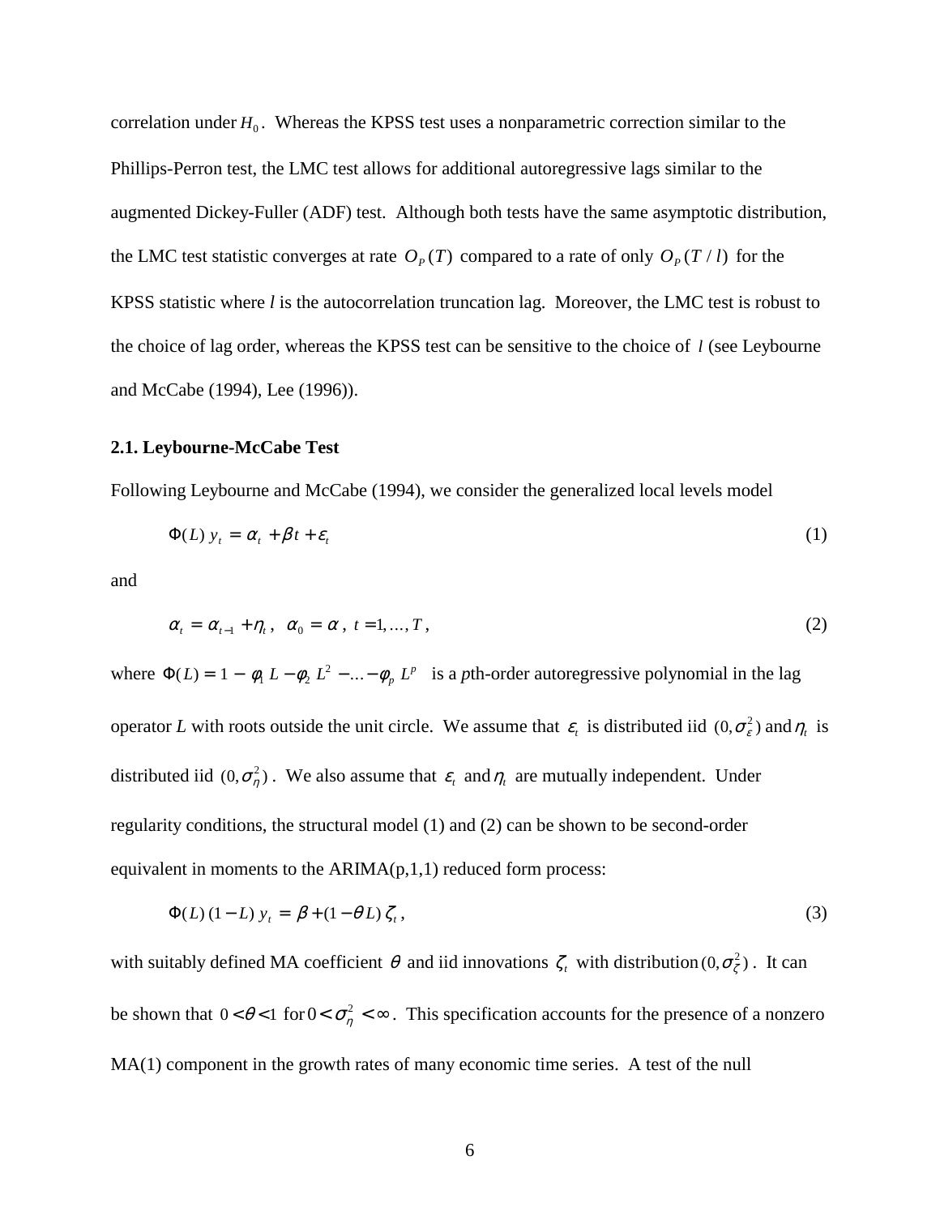correlation under $H_0$. Whereas the KPSS test uses a nonparametric correction similar to the Phillips-Perron test, the LMC test allows for additional autoregressive lags similar to the augmented Dickey-Fuller (ADF) test. Although both tests have the same asymptotic distribution, the LMC test statistic converges at rate $O_P(T)$ compared to a rate of only $O_P(T/l)$ for the KPSS statistic where $l$ is the autocorrelation truncation lag. Moreover, the LMC test is robust to the choice of lag order, whereas the KPSS test can be sensitive to the choice of $l$ (see Leybourne and McCabe (1994), Lee (1996)).

### 2.1. Leybourne-McCabe Test

Following Leybourne and McCabe (1994), we consider the generalized local levels model

$$\Phi(L)\, y_t = \alpha_t + \beta t + \varepsilon_t \tag{1}$$

and

$$\alpha_t = \alpha_{t-1} + \eta_t\,,\ \ \alpha_0 = \alpha\,,\ t = 1, \ldots, T\,, \tag{2}$$

where $\Phi(L) = 1 - \phi_1 L - \phi_2 L^2 - \ldots - \phi_p L^p$ is a $p$th-order autoregressive polynomial in the lag operator $L$ with roots outside the unit circle. We assume that $\varepsilon_t$ is distributed iid $(0, \sigma_\varepsilon^2)$ and $\eta_t$ is distributed iid $(0, \sigma_\eta^2)$. We also assume that $\varepsilon_t$ and $\eta_t$ are mutually independent. Under regularity conditions, the structural model (1) and (2) can be shown to be second-order equivalent in moments to the ARIMA(p,1,1) reduced form process:

$$\Phi(L)\,(1-L)\, y_t = \beta + (1-\theta L)\, \zeta_t\,, \tag{3}$$

with suitably defined MA coefficient $\theta$ and iid innovations $\zeta_t$ with distribution $(0, \sigma_\zeta^2)$. It can be shown that $0 < \theta < 1$ for $0 < \sigma_\eta^2 < \infty$. This specification accounts for the presence of a nonzero MA(1) component in the growth rates of many economic time series. A test of the null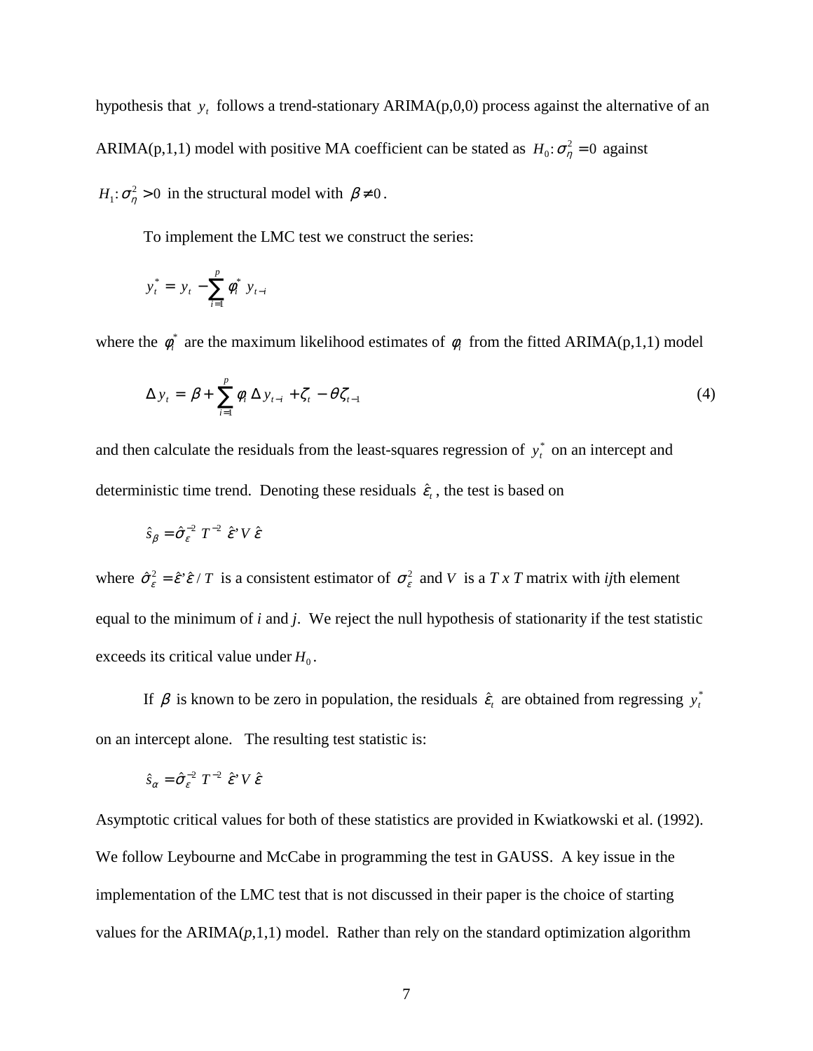hypothesis that $y_t$ follows a trend-stationary ARIMA(p,0,0) process against the alternative of an ARIMA(p,1,1) model with positive MA coefficient can be stated as $H_0 : \sigma_\eta^2 = 0$ against $H_1 : \sigma_\eta^2 > 0$ in the structural model with $\beta \neq 0$.

To implement the LMC test we construct the series:

$$y_t^* = y_t - \sum_{i=1}^{p} \phi_i^* y_{t-i}$$

where the $\phi_i^*$ are the maximum likelihood estimates of $\phi_i$ from the fitted ARIMA(p,1,1) model

$$\Delta y_t = \beta + \sum_{i=1}^{p} \phi_i \Delta y_{t-i} + \zeta_t - \theta \zeta_{t-1} \tag{4}$$

and then calculate the residuals from the least-squares regression of $y_t^*$ on an intercept and deterministic time trend. Denoting these residuals $\hat{\varepsilon}_t$, the test is based on

$$\hat{s}_\beta = \hat{\sigma}_\varepsilon^{-2} \, T^{-2} \, \hat{\varepsilon}' V \hat{\varepsilon}$$

where $\hat{\sigma}_\varepsilon^2 = \hat{\varepsilon}'\hat{\varepsilon} / T$ is a consistent estimator of $\sigma_\varepsilon^2$ and $V$ is a *T x T* matrix with *ij*th element equal to the minimum of *i* and *j*. We reject the null hypothesis of stationarity if the test statistic exceeds its critical value under $H_0$.

If $\beta$ is known to be zero in population, the residuals $\hat{\varepsilon}_t$ are obtained from regressing $y_t^*$ on an intercept alone. The resulting test statistic is:

$$\hat{s}_\alpha = \hat{\sigma}_\varepsilon^{-2} \, T^{-2} \, \hat{\varepsilon}' V \hat{\varepsilon}$$

Asymptotic critical values for both of these statistics are provided in Kwiatkowski et al. (1992). We follow Leybourne and McCabe in programming the test in GAUSS. A key issue in the implementation of the LMC test that is not discussed in their paper is the choice of starting values for the ARIMA(*p*,1,1) model. Rather than rely on the standard optimization algorithm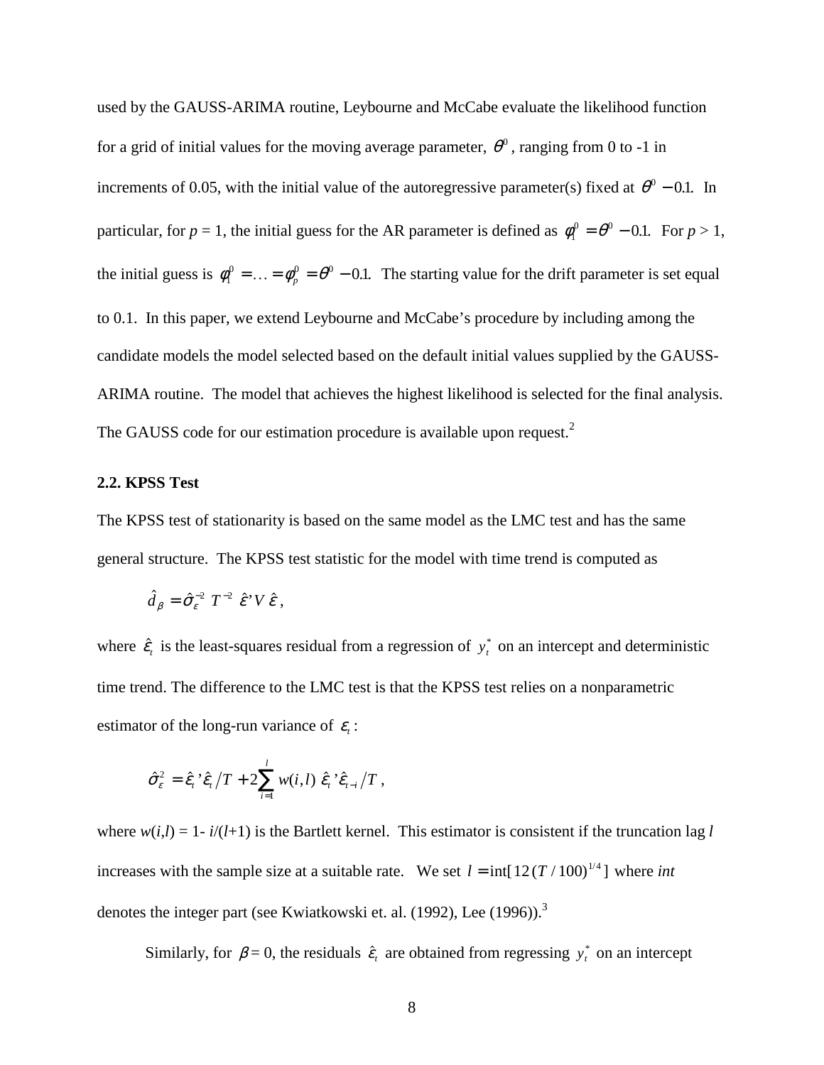used by the GAUSS-ARIMA routine, Leybourne and McCabe evaluate the likelihood function for a grid of initial values for the moving average parameter, $\theta^0$, ranging from 0 to -1 in increments of 0.05, with the initial value of the autoregressive parameter(s) fixed at $\theta^0 - 0.1$. In particular, for $p = 1$, the initial guess for the AR parameter is defined as $\phi_1^0 = \theta^0 - 0.1$. For $p > 1$, the initial guess is $\phi_1^0 = \ldots = \phi_p^0 = \theta^0 - 0.1$. The starting value for the drift parameter is set equal to 0.1. In this paper, we extend Leybourne and McCabe's procedure by including among the candidate models the model selected based on the default initial values supplied by the GAUSS-ARIMA routine. The model that achieves the highest likelihood is selected for the final analysis. The GAUSS code for our estimation procedure is available upon request.[2]

### 2.2. KPSS Test

The KPSS test of stationarity is based on the same model as the LMC test and has the same general structure. The KPSS test statistic for the model with time trend is computed as

$$\hat{d}_\beta = \hat{\sigma}_\varepsilon^{-2}\, T^{-2}\, \hat{\varepsilon}' V\, \hat{\varepsilon}\,,$$

where $\hat{\varepsilon}_t$ is the least-squares residual from a regression of $y_t^*$ on an intercept and deterministic time trend. The difference to the LMC test is that the KPSS test relies on a nonparametric estimator of the long-run variance of $\varepsilon_t$:

$$\hat{\sigma}_\varepsilon^2 = \hat{\varepsilon}_t{}'\hat{\varepsilon}_t / T + 2\sum_{i=1}^{l} w(i,l)\, \hat{\varepsilon}_t{}'\hat{\varepsilon}_{t-i} / T\,,$$

where $w(i,l) = 1 - i/(l+1)$ is the Bartlett kernel. This estimator is consistent if the truncation lag $l$ increases with the sample size at a suitable rate. We set $l = \text{int}[12\,(T/100)^{1/4}]$ where *int* denotes the integer part (see Kwiatkowski et. al. (1992), Lee (1996)).[3]

Similarly, for $\beta = 0$, the residuals $\hat{\varepsilon}_t$ are obtained from regressing $y_t^*$ on an intercept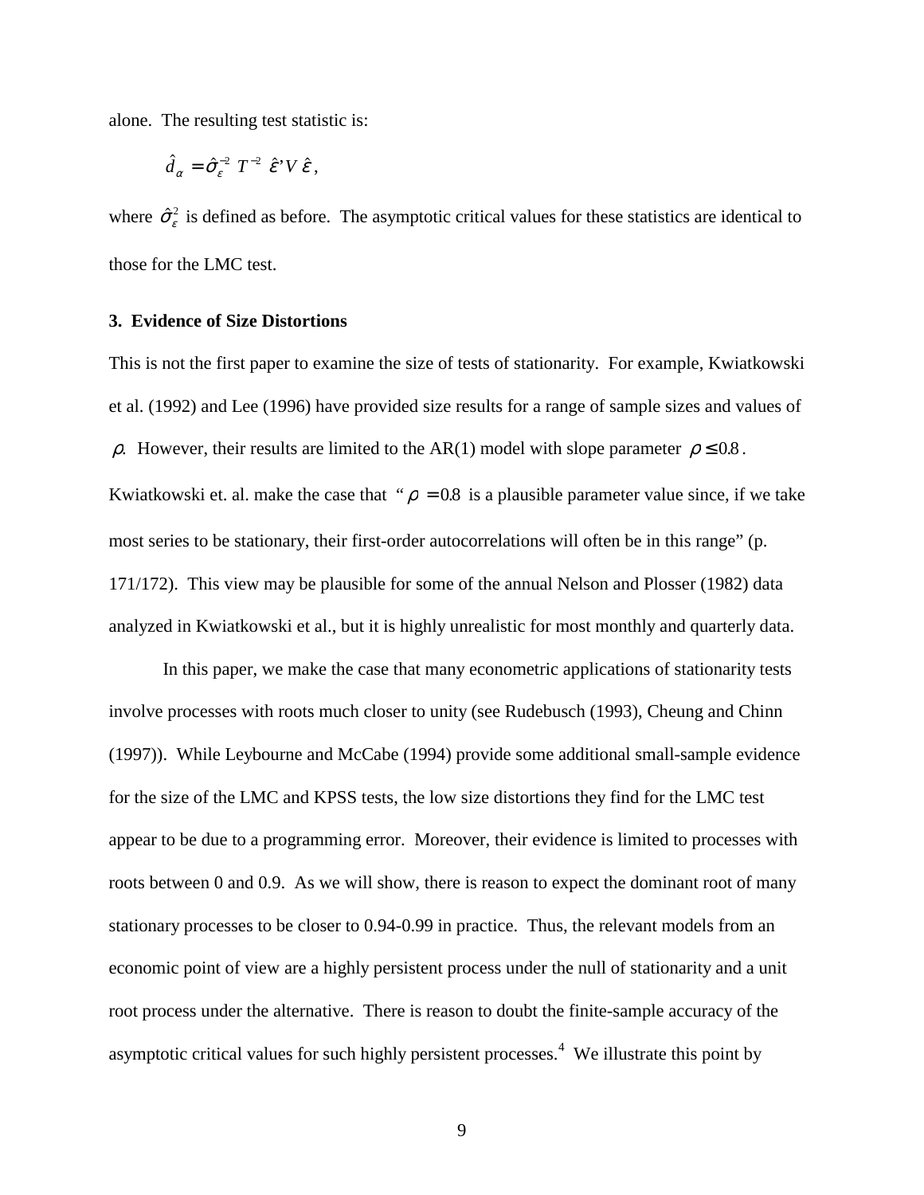alone. The resulting test statistic is:

$$\hat{d}_{\alpha} = \hat{\sigma}_{\varepsilon}^{-2} \; T^{-2} \; \hat{\varepsilon}' V \, \hat{\varepsilon} \,,$$

where $\hat{\sigma}_{\varepsilon}^{2}$ is defined as before. The asymptotic critical values for these statistics are identical to those for the LMC test.

### 3. Evidence of Size Distortions

This is not the first paper to examine the size of tests of stationarity. For example, Kwiatkowski et al. (1992) and Lee (1996) have provided size results for a range of sample sizes and values of $\rho$. However, their results are limited to the AR(1) model with slope parameter $\rho \leq 0.8$. Kwiatkowski et. al. make the case that "$\rho = 0.8$ is a plausible parameter value since, if we take most series to be stationary, their first-order autocorrelations will often be in this range" (p. 171/172). This view may be plausible for some of the annual Nelson and Plosser (1982) data analyzed in Kwiatkowski et al., but it is highly unrealistic for most monthly and quarterly data.

In this paper, we make the case that many econometric applications of stationarity tests involve processes with roots much closer to unity (see Rudebusch (1993), Cheung and Chinn (1997)). While Leybourne and McCabe (1994) provide some additional small-sample evidence for the size of the LMC and KPSS tests, the low size distortions they find for the LMC test appear to be due to a programming error. Moreover, their evidence is limited to processes with roots between 0 and 0.9. As we will show, there is reason to expect the dominant root of many stationary processes to be closer to 0.94-0.99 in practice. Thus, the relevant models from an economic point of view are a highly persistent process under the null of stationarity and a unit root process under the alternative. There is reason to doubt the finite-sample accuracy of the asymptotic critical values for such highly persistent processes.[4] We illustrate this point by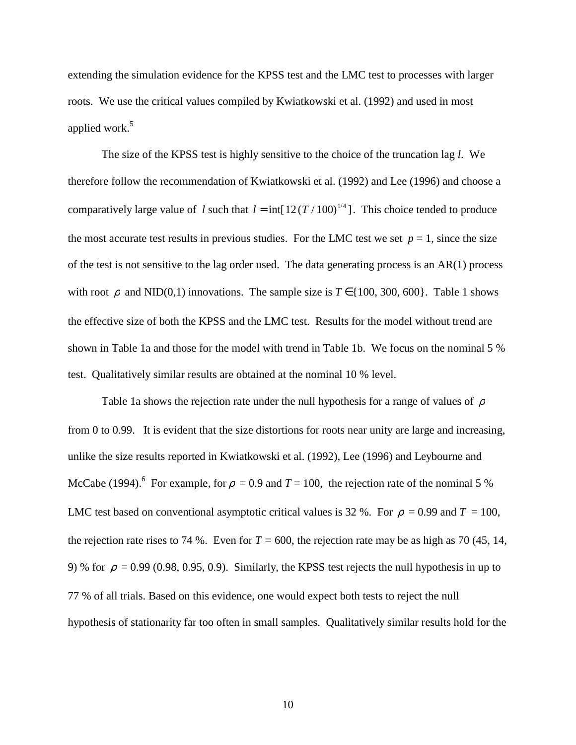extending the simulation evidence for the KPSS test and the LMC test to processes with larger roots. We use the critical values compiled by Kwiatkowski et al. (1992) and used in most applied work.[5]

The size of the KPSS test is highly sensitive to the choice of the truncation lag $l$. We therefore follow the recommendation of Kwiatkowski et al. (1992) and Lee (1996) and choose a comparatively large value of $l$ such that $l = \text{int}[12\,(T/100)^{1/4}]$. This choice tended to produce the most accurate test results in previous studies. For the LMC test we set $p = 1$, since the size of the test is not sensitive to the lag order used. The data generating process is an AR(1) process with root $\rho$ and NID(0,1) innovations. The sample size is $T \in \{100, 300, 600\}$. Table 1 shows the effective size of both the KPSS and the LMC test. Results for the model without trend are shown in Table 1a and those for the model with trend in Table 1b. We focus on the nominal 5 % test. Qualitatively similar results are obtained at the nominal 10 % level.

Table 1a shows the rejection rate under the null hypothesis for a range of values of $\rho$ from 0 to 0.99. It is evident that the size distortions for roots near unity are large and increasing, unlike the size results reported in Kwiatkowski et al. (1992), Lee (1996) and Leybourne and McCabe (1994).[6] For example, for $\rho = 0.9$ and $T = 100$, the rejection rate of the nominal 5 % LMC test based on conventional asymptotic critical values is 32 %. For $\rho = 0.99$ and $T = 100$, the rejection rate rises to 74 %. Even for $T = 600$, the rejection rate may be as high as 70 (45, 14, 9) % for $\rho = 0.99$ (0.98, 0.95, 0.9). Similarly, the KPSS test rejects the null hypothesis in up to 77 % of all trials. Based on this evidence, one would expect both tests to reject the null hypothesis of stationarity far too often in small samples. Qualitatively similar results hold for the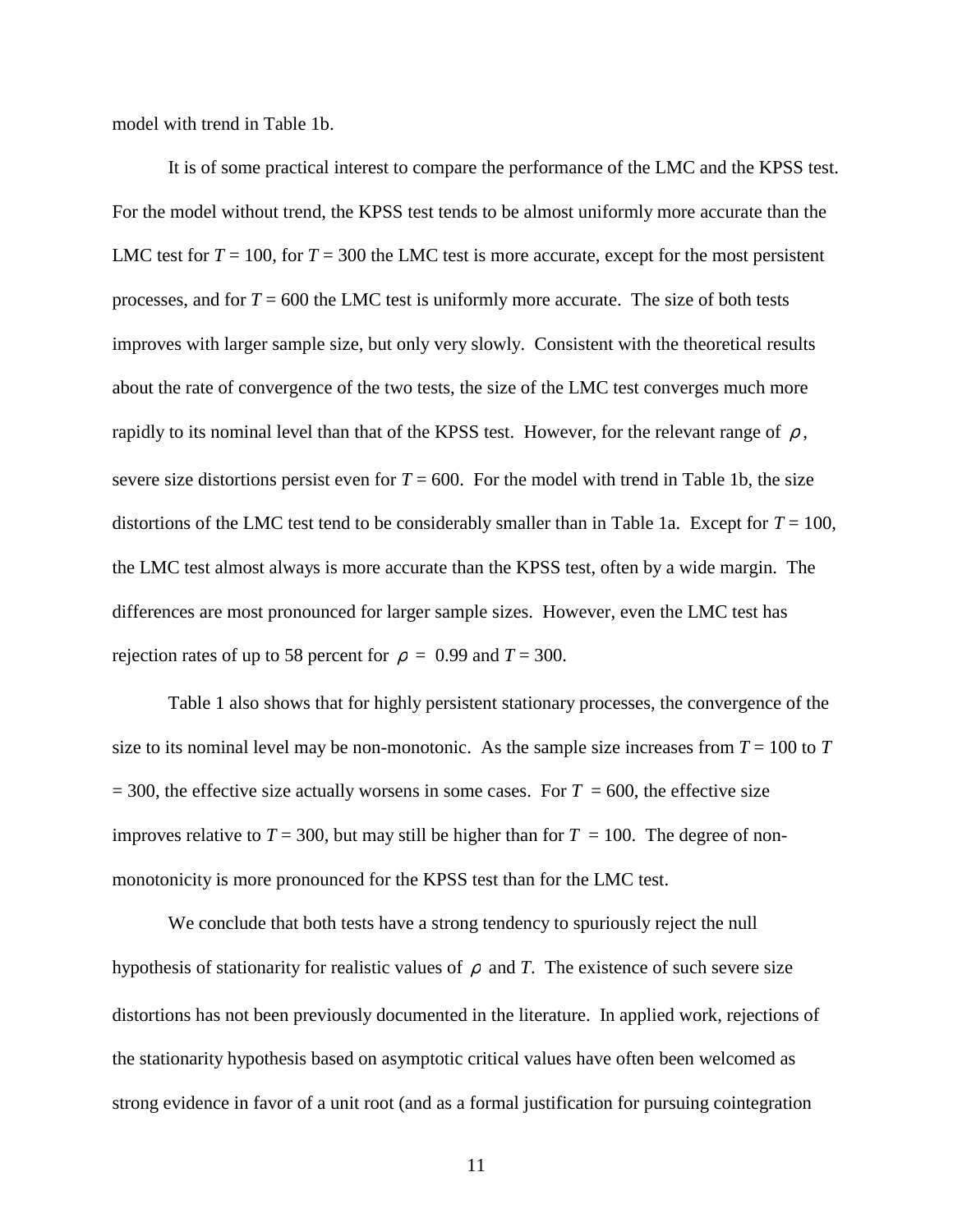model with trend in Table 1b.

It is of some practical interest to compare the performance of the LMC and the KPSS test. For the model without trend, the KPSS test tends to be almost uniformly more accurate than the LMC test for $T = 100$, for $T = 300$ the LMC test is more accurate, except for the most persistent processes, and for $T = 600$ the LMC test is uniformly more accurate. The size of both tests improves with larger sample size, but only very slowly. Consistent with the theoretical results about the rate of convergence of the two tests, the size of the LMC test converges much more rapidly to its nominal level than that of the KPSS test. However, for the relevant range of $\rho$, severe size distortions persist even for $T = 600$. For the model with trend in Table 1b, the size distortions of the LMC test tend to be considerably smaller than in Table 1a. Except for $T = 100$, the LMC test almost always is more accurate than the KPSS test, often by a wide margin. The differences are most pronounced for larger sample sizes. However, even the LMC test has rejection rates of up to 58 percent for $\rho = 0.99$ and $T = 300$.

Table 1 also shows that for highly persistent stationary processes, the convergence of the size to its nominal level may be non-monotonic. As the sample size increases from $T = 100$ to $T = 300$, the effective size actually worsens in some cases. For $T = 600$, the effective size improves relative to $T = 300$, but may still be higher than for $T = 100$. The degree of non-monotonicity is more pronounced for the KPSS test than for the LMC test.

We conclude that both tests have a strong tendency to spuriously reject the null hypothesis of stationarity for realistic values of $\rho$ and $T$. The existence of such severe size distortions has not been previously documented in the literature. In applied work, rejections of the stationarity hypothesis based on asymptotic critical values have often been welcomed as strong evidence in favor of a unit root (and as a formal justification for pursuing cointegration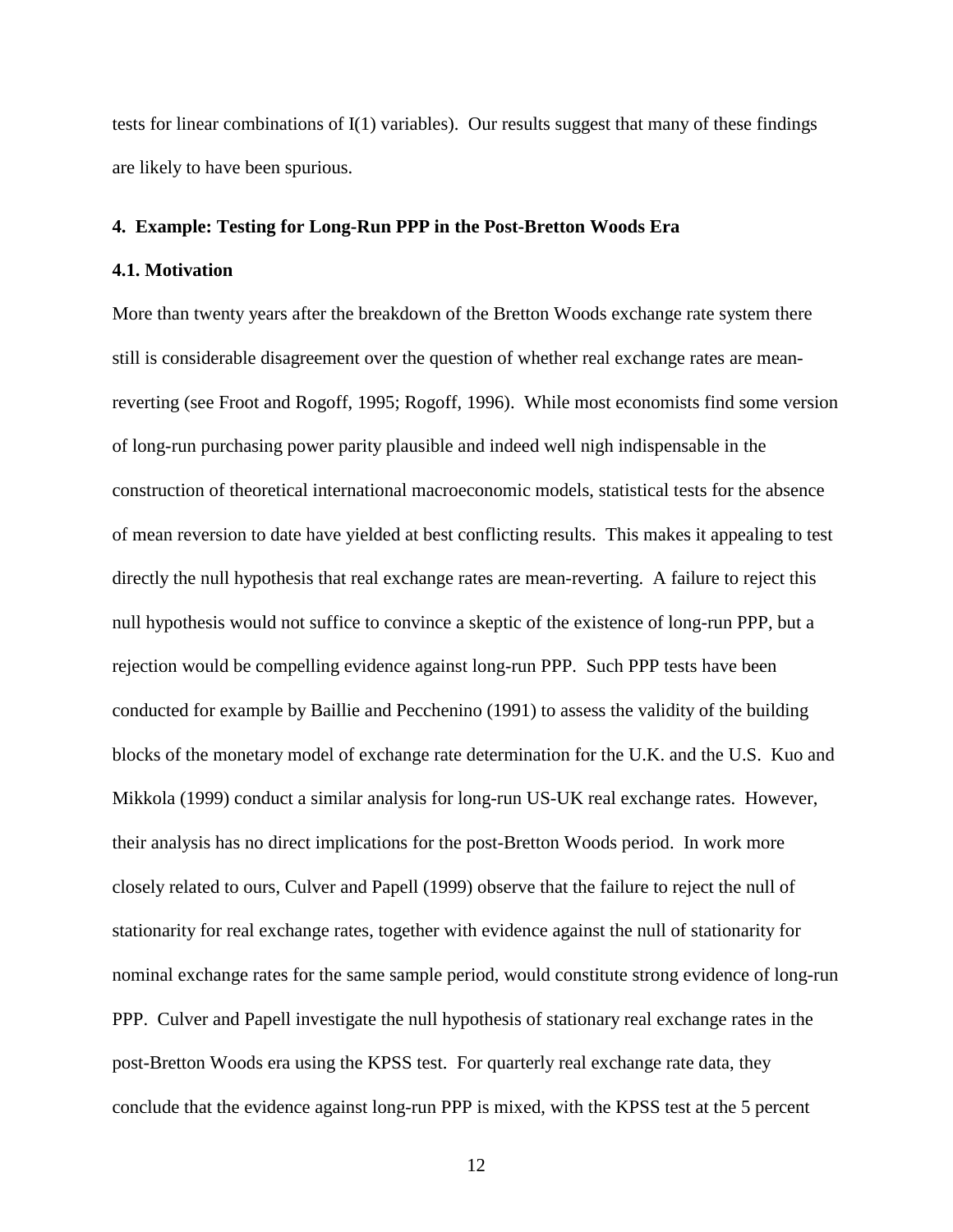tests for linear combinations of I(1) variables). Our results suggest that many of these findings are likely to have been spurious.

## 4. Example: Testing for Long-Run PPP in the Post-Bretton Woods Era

### 4.1. Motivation

More than twenty years after the breakdown of the Bretton Woods exchange rate system there still is considerable disagreement over the question of whether real exchange rates are mean-reverting (see Froot and Rogoff, 1995; Rogoff, 1996). While most economists find some version of long-run purchasing power parity plausible and indeed well nigh indispensable in the construction of theoretical international macroeconomic models, statistical tests for the absence of mean reversion to date have yielded at best conflicting results. This makes it appealing to test directly the null hypothesis that real exchange rates are mean-reverting. A failure to reject this null hypothesis would not suffice to convince a skeptic of the existence of long-run PPP, but a rejection would be compelling evidence against long-run PPP. Such PPP tests have been conducted for example by Baillie and Pecchenino (1991) to assess the validity of the building blocks of the monetary model of exchange rate determination for the U.K. and the U.S. Kuo and Mikkola (1999) conduct a similar analysis for long-run US-UK real exchange rates. However, their analysis has no direct implications for the post-Bretton Woods period. In work more closely related to ours, Culver and Papell (1999) observe that the failure to reject the null of stationarity for real exchange rates, together with evidence against the null of stationarity for nominal exchange rates for the same sample period, would constitute strong evidence of long-run PPP. Culver and Papell investigate the null hypothesis of stationary real exchange rates in the post-Bretton Woods era using the KPSS test. For quarterly real exchange rate data, they conclude that the evidence against long-run PPP is mixed, with the KPSS test at the 5 percent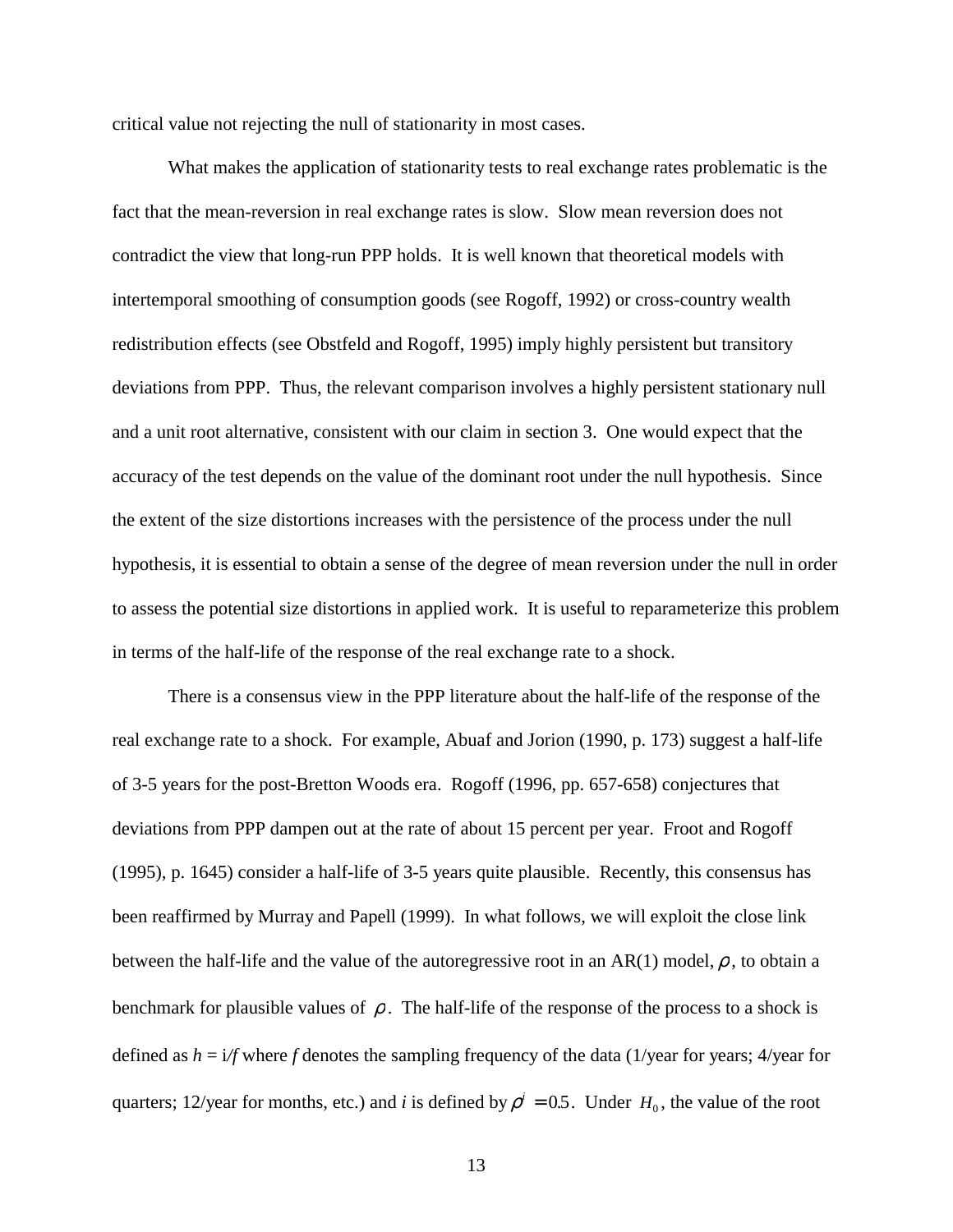critical value not rejecting the null of stationarity in most cases.

What makes the application of stationarity tests to real exchange rates problematic is the fact that the mean-reversion in real exchange rates is slow. Slow mean reversion does not contradict the view that long-run PPP holds. It is well known that theoretical models with intertemporal smoothing of consumption goods (see Rogoff, 1992) or cross-country wealth redistribution effects (see Obstfeld and Rogoff, 1995) imply highly persistent but transitory deviations from PPP. Thus, the relevant comparison involves a highly persistent stationary null and a unit root alternative, consistent with our claim in section 3. One would expect that the accuracy of the test depends on the value of the dominant root under the null hypothesis. Since the extent of the size distortions increases with the persistence of the process under the null hypothesis, it is essential to obtain a sense of the degree of mean reversion under the null in order to assess the potential size distortions in applied work. It is useful to reparameterize this problem in terms of the half-life of the response of the real exchange rate to a shock.

There is a consensus view in the PPP literature about the half-life of the response of the real exchange rate to a shock. For example, Abuaf and Jorion (1990, p. 173) suggest a half-life of 3-5 years for the post-Bretton Woods era. Rogoff (1996, pp. 657-658) conjectures that deviations from PPP dampen out at the rate of about 15 percent per year. Froot and Rogoff (1995), p. 1645) consider a half-life of 3-5 years quite plausible. Recently, this consensus has been reaffirmed by Murray and Papell (1999). In what follows, we will exploit the close link between the half-life and the value of the autoregressive root in an AR(1) model, $\rho$, to obtain a benchmark for plausible values of $\rho$. The half-life of the response of the process to a shock is defined as $h = i/f$ where $f$ denotes the sampling frequency of the data (1/year for years; 4/year for quarters; 12/year for months, etc.) and $i$ is defined by $\rho^{i} = 0.5$. Under $H_0$, the value of the root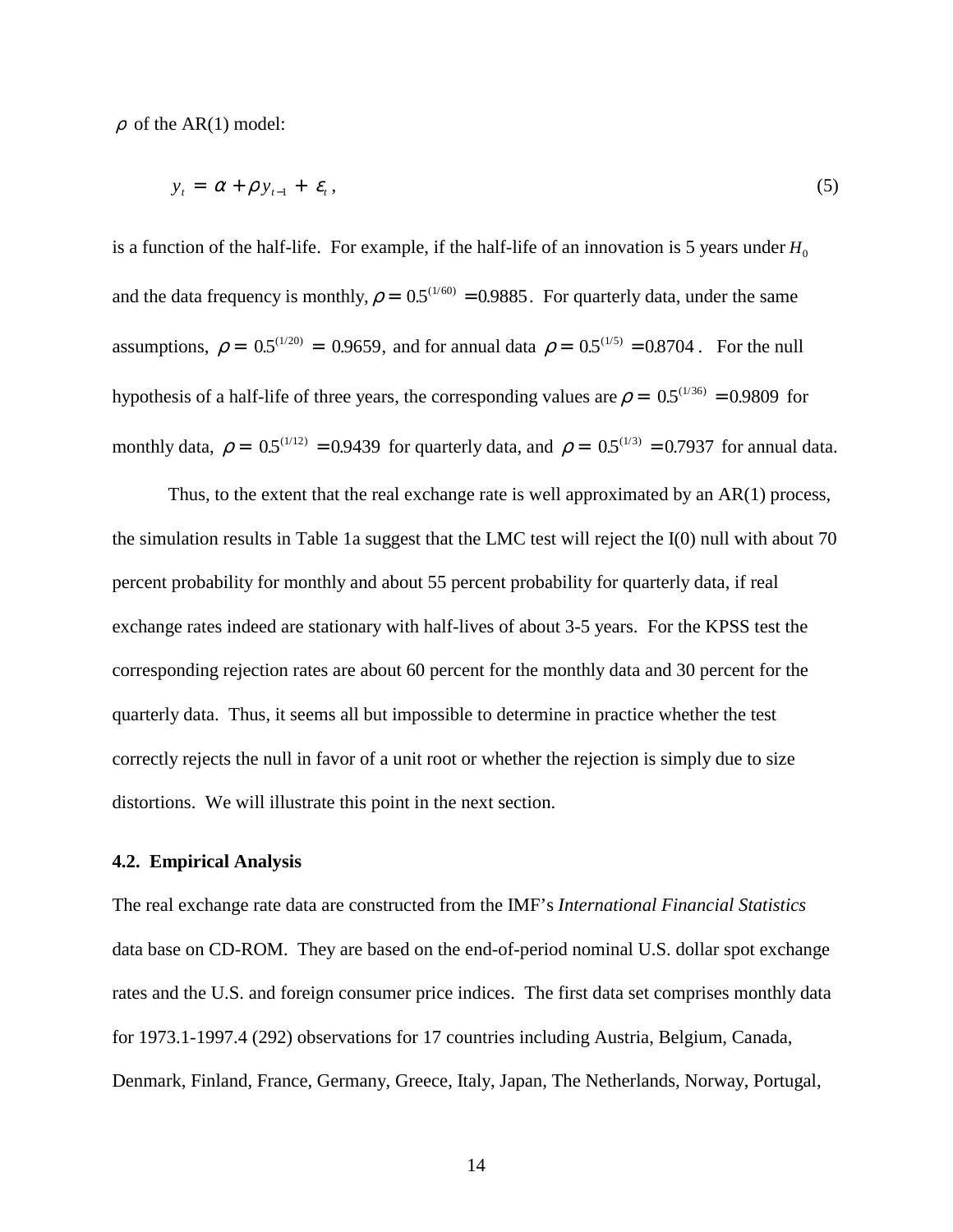$\rho$ of the AR(1) model:

$$y_t = \alpha + \rho y_{t-1} + \varepsilon_t, \tag{5}$$

is a function of the half-life. For example, if the half-life of an innovation is 5 years under $H_0$ and the data frequency is monthly, $\rho = 0.5^{(1/60)} = 0.9885$. For quarterly data, under the same assumptions, $\rho = 0.5^{(1/20)} = 0.9659$, and for annual data $\rho = 0.5^{(1/5)} = 0.8704$. For the null hypothesis of a half-life of three years, the corresponding values are $\rho = 0.5^{(1/36)} = 0.9809$ for monthly data, $\rho = 0.5^{(1/12)} = 0.9439$ for quarterly data, and $\rho = 0.5^{(1/3)} = 0.7937$ for annual data.

Thus, to the extent that the real exchange rate is well approximated by an AR(1) process, the simulation results in Table 1a suggest that the LMC test will reject the I(0) null with about 70 percent probability for monthly and about 55 percent probability for quarterly data, if real exchange rates indeed are stationary with half-lives of about 3-5 years. For the KPSS test the corresponding rejection rates are about 60 percent for the monthly data and 30 percent for the quarterly data. Thus, it seems all but impossible to determine in practice whether the test correctly rejects the null in favor of a unit root or whether the rejection is simply due to size distortions. We will illustrate this point in the next section.

### 4.2. Empirical Analysis

The real exchange rate data are constructed from the IMF's *International Financial Statistics* data base on CD-ROM. They are based on the end-of-period nominal U.S. dollar spot exchange rates and the U.S. and foreign consumer price indices. The first data set comprises monthly data for 1973.1-1997.4 (292) observations for 17 countries including Austria, Belgium, Canada, Denmark, Finland, France, Germany, Greece, Italy, Japan, The Netherlands, Norway, Portugal,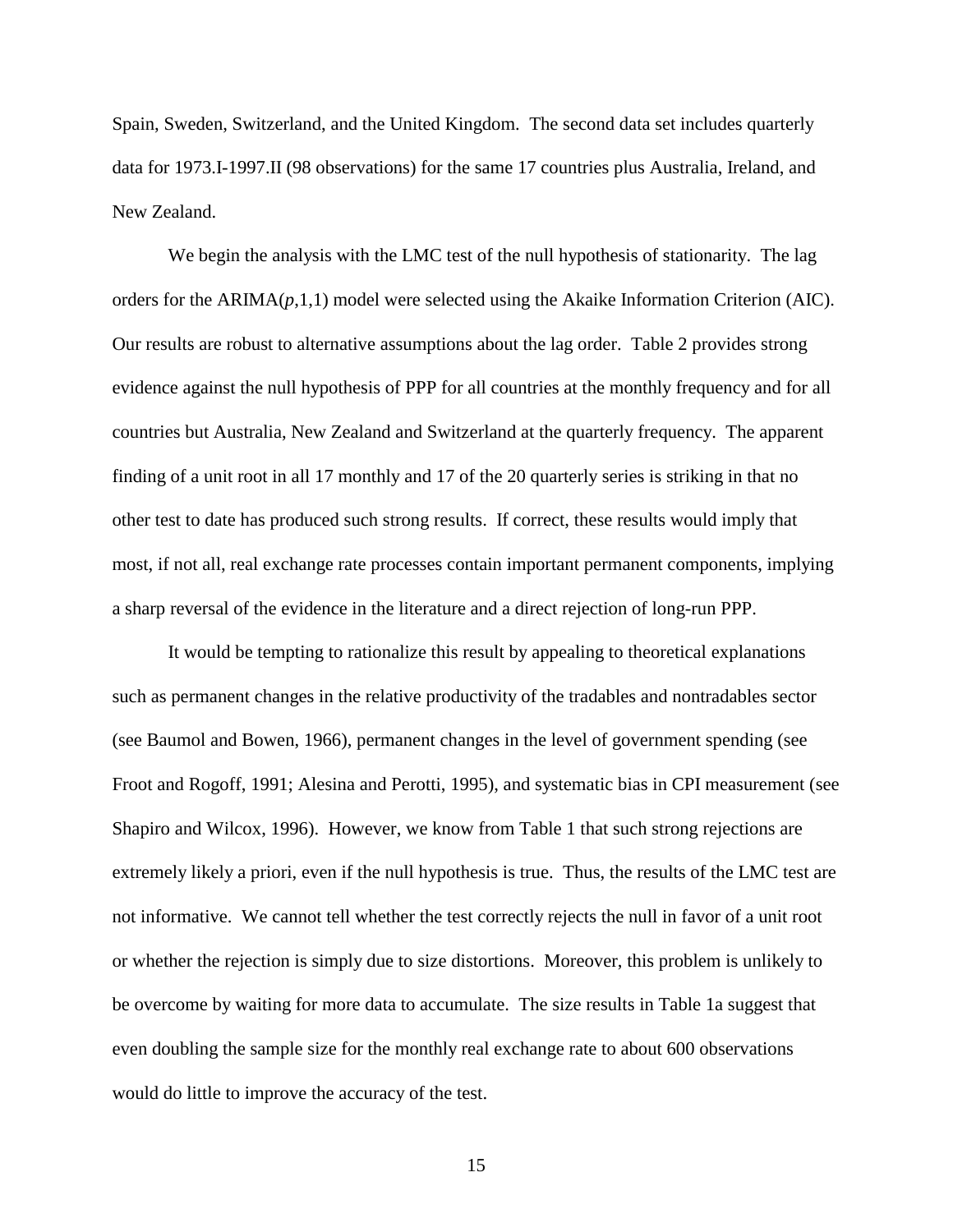Spain, Sweden, Switzerland, and the United Kingdom. The second data set includes quarterly data for 1973.I-1997.II (98 observations) for the same 17 countries plus Australia, Ireland, and New Zealand.

We begin the analysis with the LMC test of the null hypothesis of stationarity. The lag orders for the ARIMA($p$,1,1) model were selected using the Akaike Information Criterion (AIC). Our results are robust to alternative assumptions about the lag order. Table 2 provides strong evidence against the null hypothesis of PPP for all countries at the monthly frequency and for all countries but Australia, New Zealand and Switzerland at the quarterly frequency. The apparent finding of a unit root in all 17 monthly and 17 of the 20 quarterly series is striking in that no other test to date has produced such strong results. If correct, these results would imply that most, if not all, real exchange rate processes contain important permanent components, implying a sharp reversal of the evidence in the literature and a direct rejection of long-run PPP.

It would be tempting to rationalize this result by appealing to theoretical explanations such as permanent changes in the relative productivity of the tradables and nontradables sector (see Baumol and Bowen, 1966), permanent changes in the level of government spending (see Froot and Rogoff, 1991; Alesina and Perotti, 1995), and systematic bias in CPI measurement (see Shapiro and Wilcox, 1996). However, we know from Table 1 that such strong rejections are extremely likely a priori, even if the null hypothesis is true. Thus, the results of the LMC test are not informative. We cannot tell whether the test correctly rejects the null in favor of a unit root or whether the rejection is simply due to size distortions. Moreover, this problem is unlikely to be overcome by waiting for more data to accumulate. The size results in Table 1a suggest that even doubling the sample size for the monthly real exchange rate to about 600 observations would do little to improve the accuracy of the test.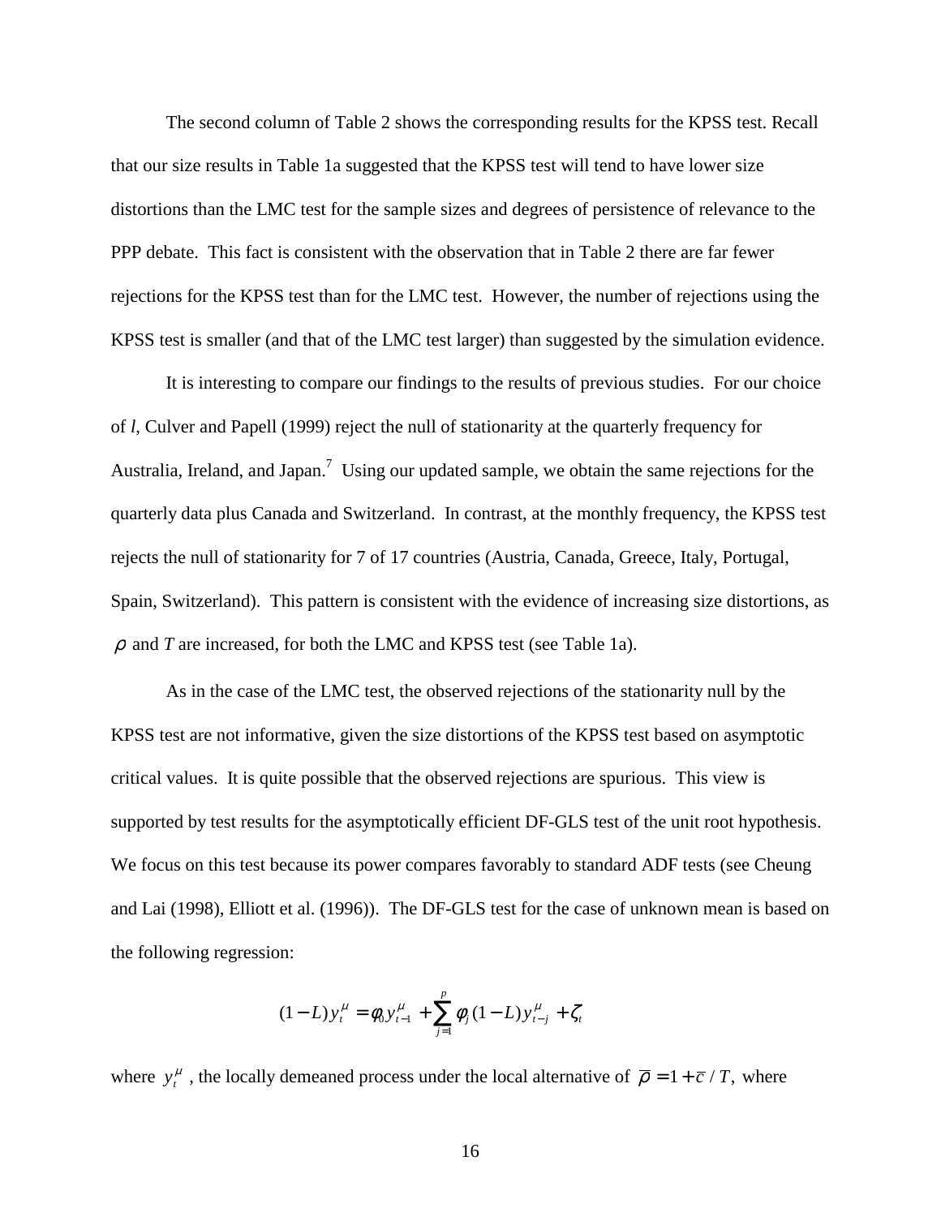The second column of Table 2 shows the corresponding results for the KPSS test. Recall that our size results in Table 1a suggested that the KPSS test will tend to have lower size distortions than the LMC test for the sample sizes and degrees of persistence of relevance to the PPP debate. This fact is consistent with the observation that in Table 2 there are far fewer rejections for the KPSS test than for the LMC test. However, the number of rejections using the KPSS test is smaller (and that of the LMC test larger) than suggested by the simulation evidence.

It is interesting to compare our findings to the results of previous studies. For our choice of $l$, Culver and Papell (1999) reject the null of stationarity at the quarterly frequency for Australia, Ireland, and Japan.[7] Using our updated sample, we obtain the same rejections for the quarterly data plus Canada and Switzerland. In contrast, at the monthly frequency, the KPSS test rejects the null of stationarity for 7 of 17 countries (Austria, Canada, Greece, Italy, Portugal, Spain, Switzerland). This pattern is consistent with the evidence of increasing size distortions, as $\rho$ and $T$ are increased, for both the LMC and KPSS test (see Table 1a).

As in the case of the LMC test, the observed rejections of the stationarity null by the KPSS test are not informative, given the size distortions of the KPSS test based on asymptotic critical values. It is quite possible that the observed rejections are spurious. This view is supported by test results for the asymptotically efficient DF-GLS test of the unit root hypothesis. We focus on this test because its power compares favorably to standard ADF tests (see Cheung and Lai (1998), Elliott et al. (1996)). The DF-GLS test for the case of unknown mean is based on the following regression:

$$(1-L)y_t^{\mu} = \phi_0 y_{t-1}^{\mu} + \sum_{j=1}^{p} \phi_j (1-L) y_{t-j}^{\mu} + \zeta_t$$

where $y_t^{\mu}$, the locally demeaned process under the local alternative of $\bar{\rho} = 1 + \bar{c}/T$, where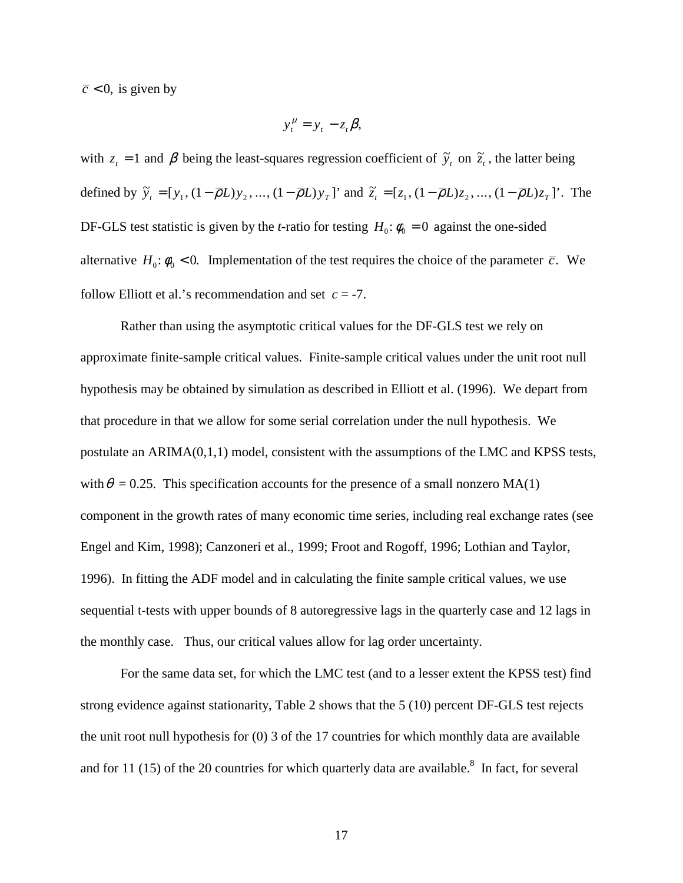$\bar{c} < 0,$ is given by

$$y_t^{\mu} = y_t - z_t \beta,$$

with $z_t = 1$ and $\beta$ being the least-squares regression coefficient of $\tilde{y}_t$ on $\tilde{z}_t$, the latter being defined by $\tilde{y}_t = [y_1, (1-\bar{\rho}L)y_2, \ldots, (1-\bar{\rho}L)y_T]'$ and $\tilde{z}_t = [z_1, (1-\bar{\rho}L)z_2, \ldots, (1-\bar{\rho}L)z_T]'$. The DF-GLS test statistic is given by the *t*-ratio for testing $H_0\!: \phi_0 = 0$ against the one-sided alternative $H_0\!: \phi_0 < 0.$ Implementation of the test requires the choice of the parameter $\bar{c}$. We follow Elliott et al.'s recommendation and set $c$ = -7.

Rather than using the asymptotic critical values for the DF-GLS test we rely on approximate finite-sample critical values. Finite-sample critical values under the unit root null hypothesis may be obtained by simulation as described in Elliott et al. (1996). We depart from that procedure in that we allow for some serial correlation under the null hypothesis. We postulate an ARIMA(0,1,1) model, consistent with the assumptions of the LMC and KPSS tests, with $\theta$ = 0.25. This specification accounts for the presence of a small nonzero MA(1) component in the growth rates of many economic time series, including real exchange rates (see Engel and Kim, 1998); Canzoneri et al., 1999; Froot and Rogoff, 1996; Lothian and Taylor, 1996). In fitting the ADF model and in calculating the finite sample critical values, we use sequential t-tests with upper bounds of 8 autoregressive lags in the quarterly case and 12 lags in the monthly case. Thus, our critical values allow for lag order uncertainty.

For the same data set, for which the LMC test (and to a lesser extent the KPSS test) find strong evidence against stationarity, Table 2 shows that the 5 (10) percent DF-GLS test rejects the unit root null hypothesis for (0) 3 of the 17 countries for which monthly data are available and for 11 (15) of the 20 countries for which quarterly data are available.[8] In fact, for several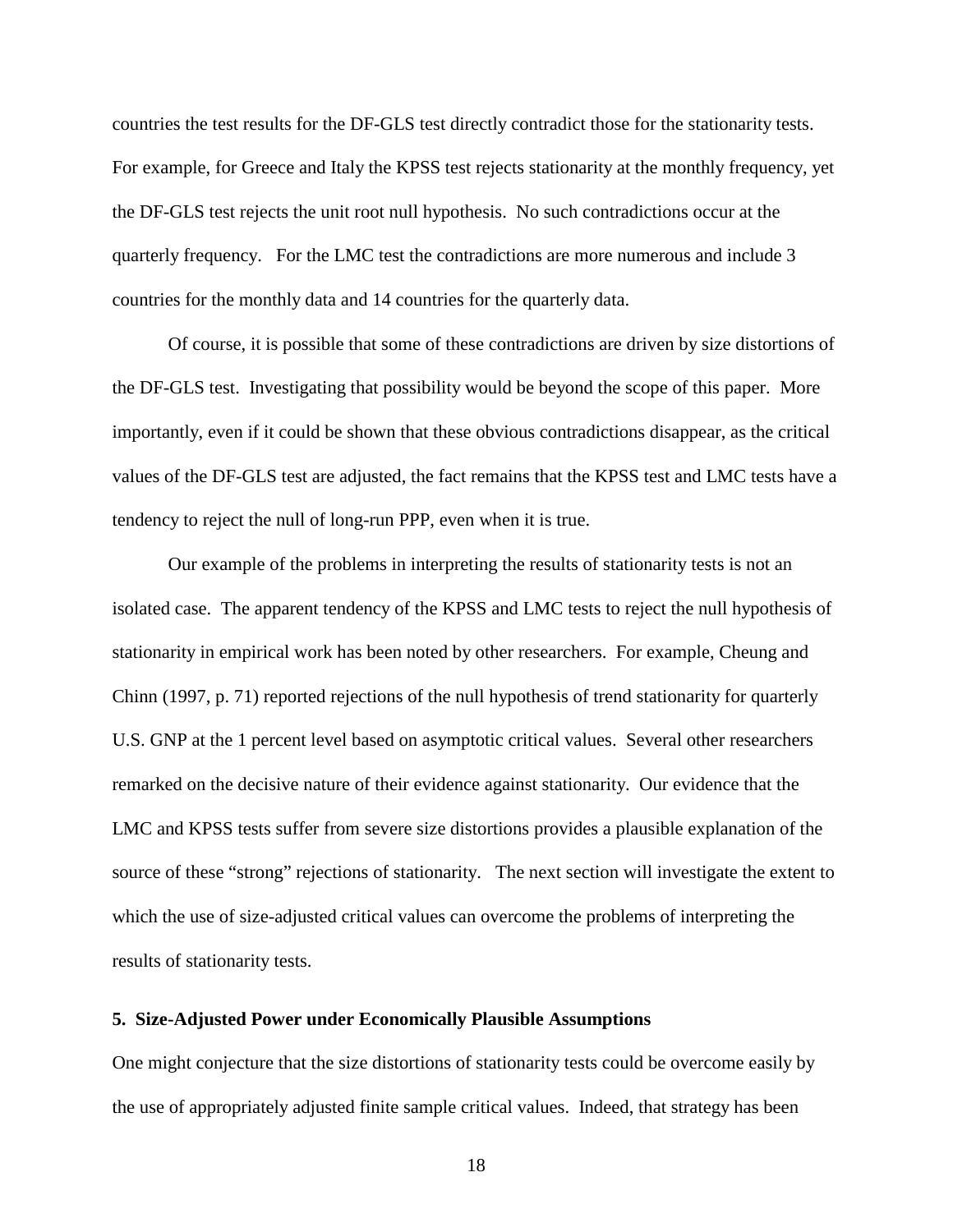countries the test results for the DF-GLS test directly contradict those for the stationarity tests. For example, for Greece and Italy the KPSS test rejects stationarity at the monthly frequency, yet the DF-GLS test rejects the unit root null hypothesis. No such contradictions occur at the quarterly frequency. For the LMC test the contradictions are more numerous and include 3 countries for the monthly data and 14 countries for the quarterly data.

Of course, it is possible that some of these contradictions are driven by size distortions of the DF-GLS test. Investigating that possibility would be beyond the scope of this paper. More importantly, even if it could be shown that these obvious contradictions disappear, as the critical values of the DF-GLS test are adjusted, the fact remains that the KPSS test and LMC tests have a tendency to reject the null of long-run PPP, even when it is true.

Our example of the problems in interpreting the results of stationarity tests is not an isolated case. The apparent tendency of the KPSS and LMC tests to reject the null hypothesis of stationarity in empirical work has been noted by other researchers. For example, Cheung and Chinn (1997, p. 71) reported rejections of the null hypothesis of trend stationarity for quarterly U.S. GNP at the 1 percent level based on asymptotic critical values. Several other researchers remarked on the decisive nature of their evidence against stationarity. Our evidence that the LMC and KPSS tests suffer from severe size distortions provides a plausible explanation of the source of these "strong" rejections of stationarity. The next section will investigate the extent to which the use of size-adjusted critical values can overcome the problems of interpreting the results of stationarity tests.

## 5. Size-Adjusted Power under Economically Plausible Assumptions

One might conjecture that the size distortions of stationarity tests could be overcome easily by the use of appropriately adjusted finite sample critical values. Indeed, that strategy has been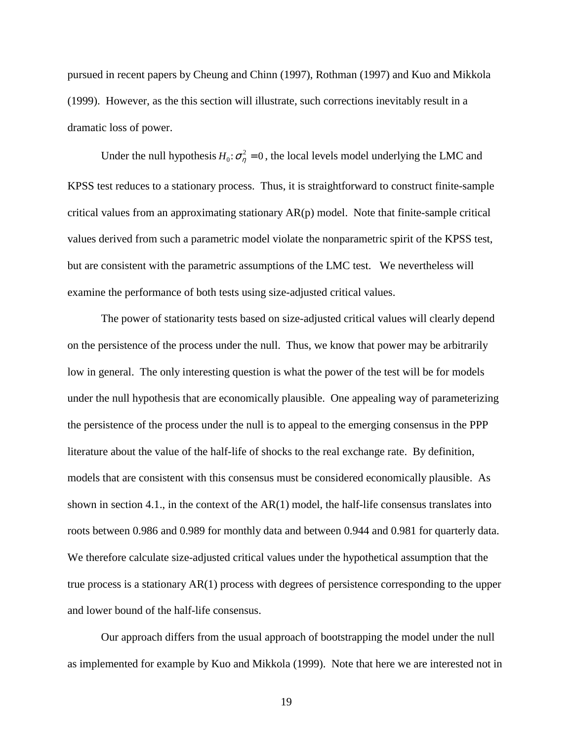pursued in recent papers by Cheung and Chinn (1997), Rothman (1997) and Kuo and Mikkola (1999). However, as the this section will illustrate, such corrections inevitably result in a dramatic loss of power.

Under the null hypothesis $H_0: \sigma_\eta^2 = 0$, the local levels model underlying the LMC and KPSS test reduces to a stationary process. Thus, it is straightforward to construct finite-sample critical values from an approximating stationary AR(p) model. Note that finite-sample critical values derived from such a parametric model violate the nonparametric spirit of the KPSS test, but are consistent with the parametric assumptions of the LMC test. We nevertheless will examine the performance of both tests using size-adjusted critical values.

The power of stationarity tests based on size-adjusted critical values will clearly depend on the persistence of the process under the null. Thus, we know that power may be arbitrarily low in general. The only interesting question is what the power of the test will be for models under the null hypothesis that are economically plausible. One appealing way of parameterizing the persistence of the process under the null is to appeal to the emerging consensus in the PPP literature about the value of the half-life of shocks to the real exchange rate. By definition, models that are consistent with this consensus must be considered economically plausible. As shown in section 4.1., in the context of the AR(1) model, the half-life consensus translates into roots between 0.986 and 0.989 for monthly data and between 0.944 and 0.981 for quarterly data. We therefore calculate size-adjusted critical values under the hypothetical assumption that the true process is a stationary AR(1) process with degrees of persistence corresponding to the upper and lower bound of the half-life consensus.

Our approach differs from the usual approach of bootstrapping the model under the null as implemented for example by Kuo and Mikkola (1999). Note that here we are interested not in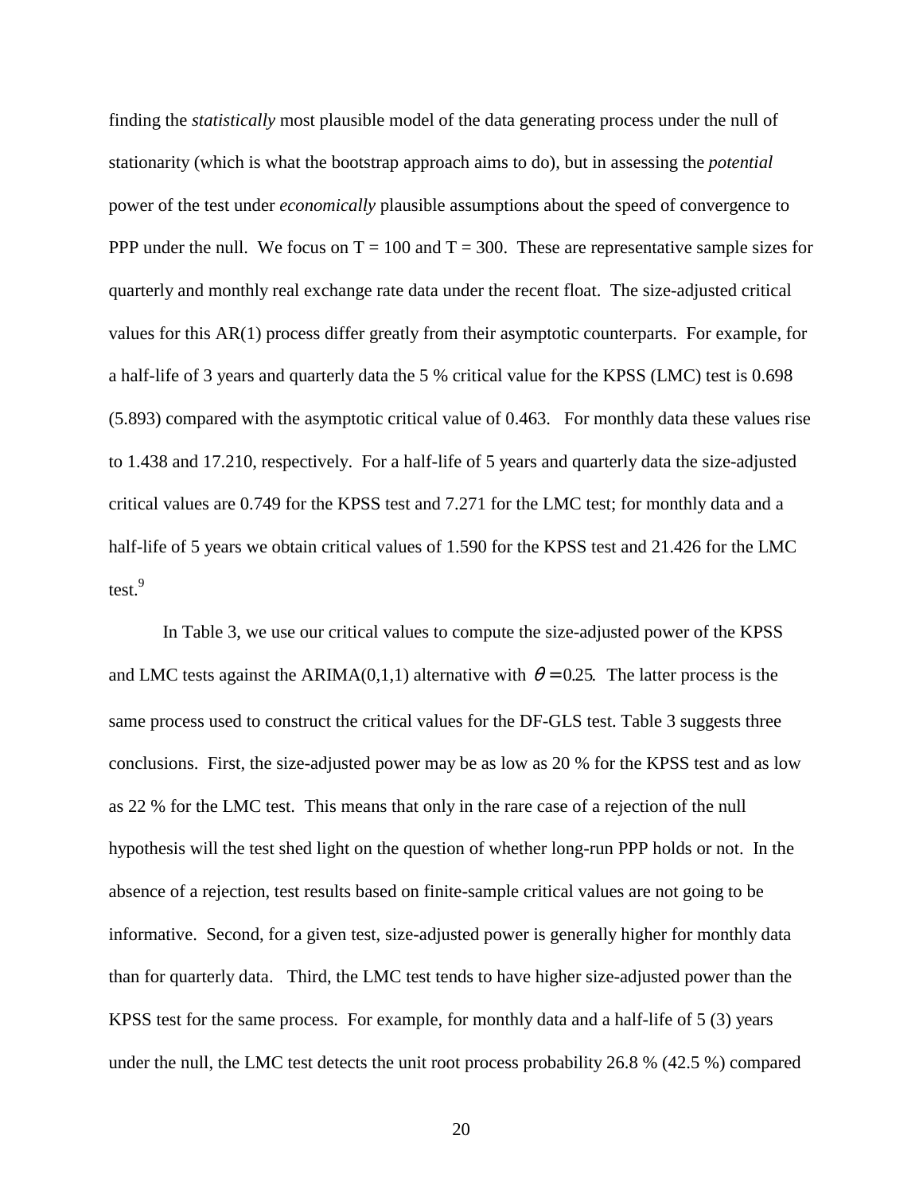finding the *statistically* most plausible model of the data generating process under the null of stationarity (which is what the bootstrap approach aims to do), but in assessing the *potential* power of the test under *economically* plausible assumptions about the speed of convergence to PPP under the null. We focus on T = 100 and T = 300. These are representative sample sizes for quarterly and monthly real exchange rate data under the recent float. The size-adjusted critical values for this AR(1) process differ greatly from their asymptotic counterparts. For example, for a half-life of 3 years and quarterly data the 5 % critical value for the KPSS (LMC) test is 0.698 (5.893) compared with the asymptotic critical value of 0.463. For monthly data these values rise to 1.438 and 17.210, respectively. For a half-life of 5 years and quarterly data the size-adjusted critical values are 0.749 for the KPSS test and 7.271 for the LMC test; for monthly data and a half-life of 5 years we obtain critical values of 1.590 for the KPSS test and 21.426 for the LMC test.[9]

In Table 3, we use our critical values to compute the size-adjusted power of the KPSS and LMC tests against the ARIMA(0,1,1) alternative with $\theta = 0.25$. The latter process is the same process used to construct the critical values for the DF-GLS test. Table 3 suggests three conclusions. First, the size-adjusted power may be as low as 20 % for the KPSS test and as low as 22 % for the LMC test. This means that only in the rare case of a rejection of the null hypothesis will the test shed light on the question of whether long-run PPP holds or not. In the absence of a rejection, test results based on finite-sample critical values are not going to be informative. Second, for a given test, size-adjusted power is generally higher for monthly data than for quarterly data. Third, the LMC test tends to have higher size-adjusted power than the KPSS test for the same process. For example, for monthly data and a half-life of 5 (3) years under the null, the LMC test detects the unit root process probability 26.8 % (42.5 %) compared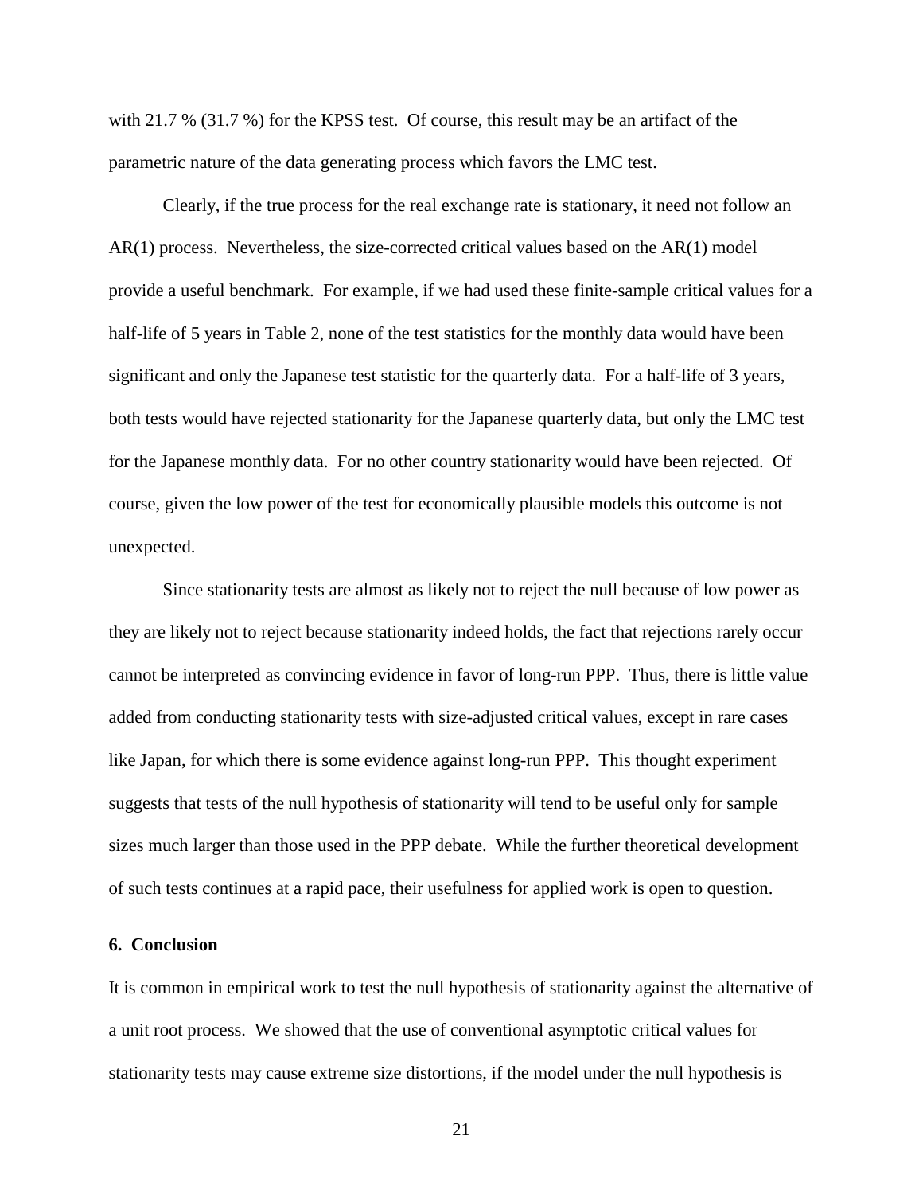with 21.7 % (31.7 %) for the KPSS test. Of course, this result may be an artifact of the parametric nature of the data generating process which favors the LMC test.

Clearly, if the true process for the real exchange rate is stationary, it need not follow an AR(1) process. Nevertheless, the size-corrected critical values based on the AR(1) model provide a useful benchmark. For example, if we had used these finite-sample critical values for a half-life of 5 years in Table 2, none of the test statistics for the monthly data would have been significant and only the Japanese test statistic for the quarterly data. For a half-life of 3 years, both tests would have rejected stationarity for the Japanese quarterly data, but only the LMC test for the Japanese monthly data. For no other country stationarity would have been rejected. Of course, given the low power of the test for economically plausible models this outcome is not unexpected.

Since stationarity tests are almost as likely not to reject the null because of low power as they are likely not to reject because stationarity indeed holds, the fact that rejections rarely occur cannot be interpreted as convincing evidence in favor of long-run PPP. Thus, there is little value added from conducting stationarity tests with size-adjusted critical values, except in rare cases like Japan, for which there is some evidence against long-run PPP. This thought experiment suggests that tests of the null hypothesis of stationarity will tend to be useful only for sample sizes much larger than those used in the PPP debate. While the further theoretical development of such tests continues at a rapid pace, their usefulness for applied work is open to question.

## 6. Conclusion

It is common in empirical work to test the null hypothesis of stationarity against the alternative of a unit root process. We showed that the use of conventional asymptotic critical values for stationarity tests may cause extreme size distortions, if the model under the null hypothesis is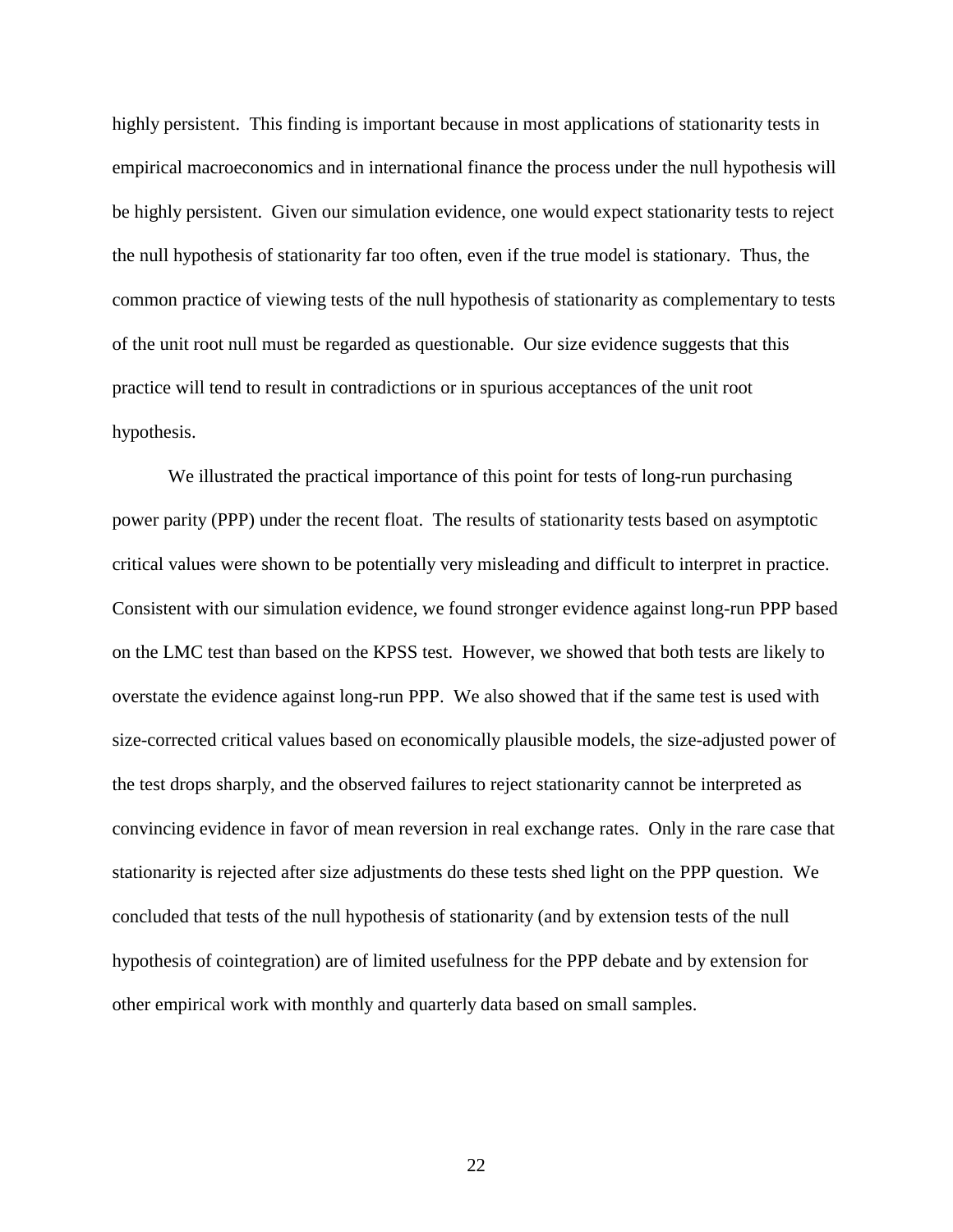highly persistent. This finding is important because in most applications of stationarity tests in empirical macroeconomics and in international finance the process under the null hypothesis will be highly persistent. Given our simulation evidence, one would expect stationarity tests to reject the null hypothesis of stationarity far too often, even if the true model is stationary. Thus, the common practice of viewing tests of the null hypothesis of stationarity as complementary to tests of the unit root null must be regarded as questionable. Our size evidence suggests that this practice will tend to result in contradictions or in spurious acceptances of the unit root hypothesis.

We illustrated the practical importance of this point for tests of long-run purchasing power parity (PPP) under the recent float. The results of stationarity tests based on asymptotic critical values were shown to be potentially very misleading and difficult to interpret in practice. Consistent with our simulation evidence, we found stronger evidence against long-run PPP based on the LMC test than based on the KPSS test. However, we showed that both tests are likely to overstate the evidence against long-run PPP. We also showed that if the same test is used with size-corrected critical values based on economically plausible models, the size-adjusted power of the test drops sharply, and the observed failures to reject stationarity cannot be interpreted as convincing evidence in favor of mean reversion in real exchange rates. Only in the rare case that stationarity is rejected after size adjustments do these tests shed light on the PPP question. We concluded that tests of the null hypothesis of stationarity (and by extension tests of the null hypothesis of cointegration) are of limited usefulness for the PPP debate and by extension for other empirical work with monthly and quarterly data based on small samples.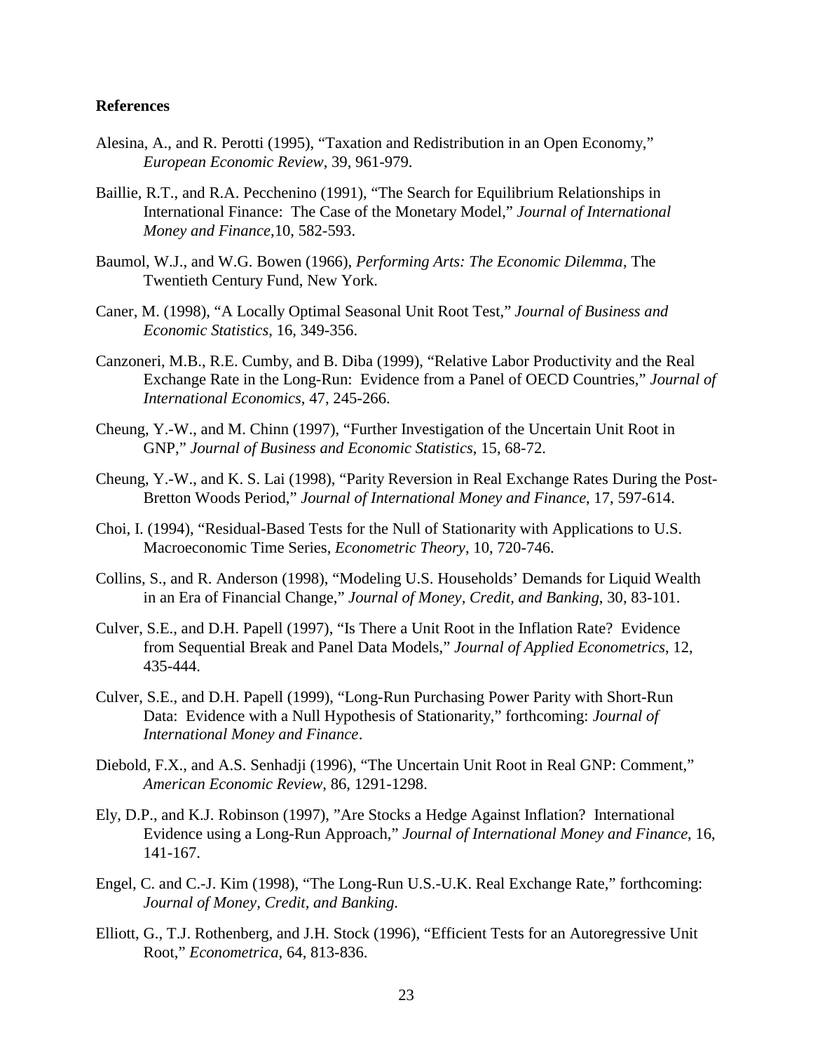**References**

Alesina, A., and R. Perotti (1995), "Taxation and Redistribution in an Open Economy," *European Economic Review*, 39, 961-979.

Baillie, R.T., and R.A. Pecchenino (1991), "The Search for Equilibrium Relationships in International Finance: The Case of the Monetary Model," *Journal of International Money and Finance*,10, 582-593.

Baumol, W.J., and W.G. Bowen (1966), *Performing Arts: The Economic Dilemma*, The Twentieth Century Fund, New York.

Caner, M. (1998), "A Locally Optimal Seasonal Unit Root Test," *Journal of Business and Economic Statistics*, 16, 349-356.

Canzoneri, M.B., R.E. Cumby, and B. Diba (1999), "Relative Labor Productivity and the Real Exchange Rate in the Long-Run: Evidence from a Panel of OECD Countries," *Journal of International Economics*, 47, 245-266.

Cheung, Y.-W., and M. Chinn (1997), "Further Investigation of the Uncertain Unit Root in GNP," *Journal of Business and Economic Statistics*, 15, 68-72.

Cheung, Y.-W., and K. S. Lai (1998), "Parity Reversion in Real Exchange Rates During the Post-Bretton Woods Period," *Journal of International Money and Finance*, 17, 597-614.

Choi, I. (1994), "Residual-Based Tests for the Null of Stationarity with Applications to U.S. Macroeconomic Time Series, *Econometric Theory*, 10, 720-746.

Collins, S., and R. Anderson (1998), "Modeling U.S. Households' Demands for Liquid Wealth in an Era of Financial Change," *Journal of Money, Credit, and Banking*, 30, 83-101.

Culver, S.E., and D.H. Papell (1997), "Is There a Unit Root in the Inflation Rate? Evidence from Sequential Break and Panel Data Models," *Journal of Applied Econometrics*, 12, 435-444.

Culver, S.E., and D.H. Papell (1999), "Long-Run Purchasing Power Parity with Short-Run Data: Evidence with a Null Hypothesis of Stationarity," forthcoming: *Journal of International Money and Finance*.

Diebold, F.X., and A.S. Senhadji (1996), "The Uncertain Unit Root in Real GNP: Comment," *American Economic Review*, 86, 1291-1298.

Ely, D.P., and K.J. Robinson (1997), "Are Stocks a Hedge Against Inflation? International Evidence using a Long-Run Approach," *Journal of International Money and Finance*, 16, 141-167.

Engel, C. and C.-J. Kim (1998), "The Long-Run U.S.-U.K. Real Exchange Rate," forthcoming: *Journal of Money, Credit, and Banking.*

Elliott, G., T.J. Rothenberg, and J.H. Stock (1996), "Efficient Tests for an Autoregressive Unit Root," *Econometrica*, 64, 813-836.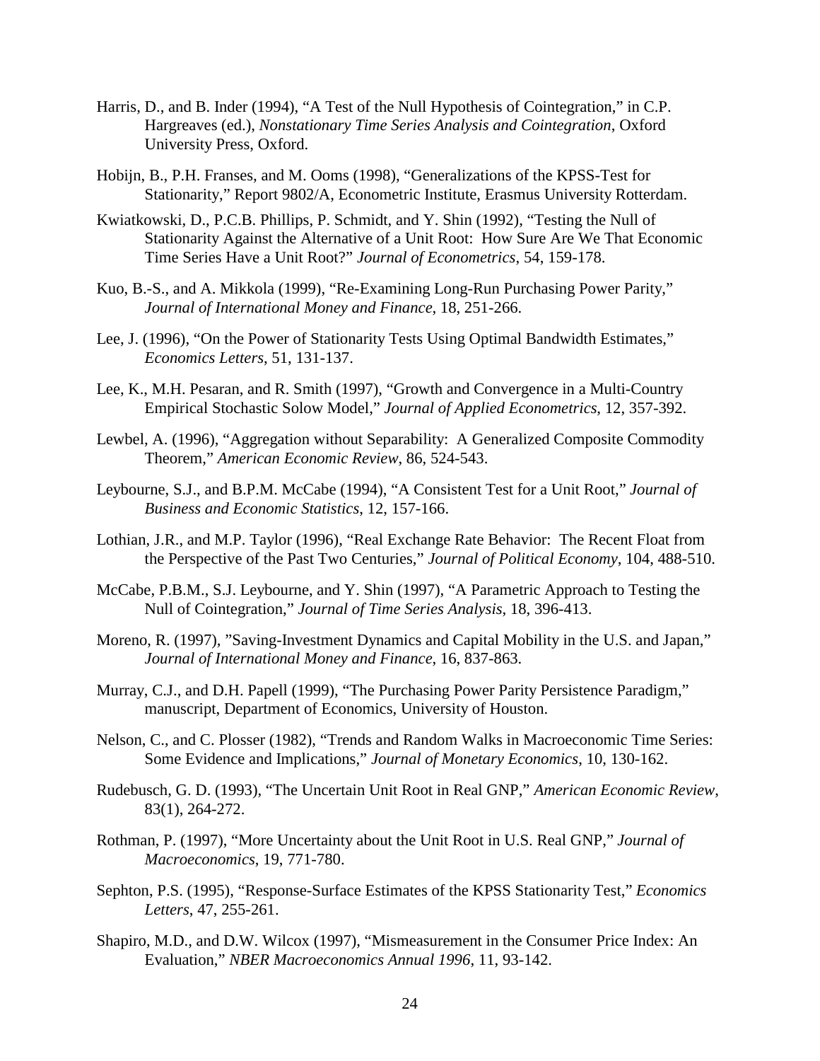Harris, D., and B. Inder (1994), "A Test of the Null Hypothesis of Cointegration," in C.P. Hargreaves (ed.), *Nonstationary Time Series Analysis and Cointegration*, Oxford University Press, Oxford.

Hobijn, B., P.H. Franses, and M. Ooms (1998), "Generalizations of the KPSS-Test for Stationarity," Report 9802/A, Econometric Institute, Erasmus University Rotterdam.

Kwiatkowski, D., P.C.B. Phillips, P. Schmidt, and Y. Shin (1992), "Testing the Null of Stationarity Against the Alternative of a Unit Root: How Sure Are We That Economic Time Series Have a Unit Root?" *Journal of Econometrics*, 54, 159-178.

Kuo, B.-S., and A. Mikkola (1999), "Re-Examining Long-Run Purchasing Power Parity," *Journal of International Money and Finance*, 18, 251-266.

Lee, J. (1996), "On the Power of Stationarity Tests Using Optimal Bandwidth Estimates," *Economics Letters*, 51, 131-137.

Lee, K., M.H. Pesaran, and R. Smith (1997), "Growth and Convergence in a Multi-Country Empirical Stochastic Solow Model," *Journal of Applied Econometrics*, 12, 357-392.

Lewbel, A. (1996), "Aggregation without Separability: A Generalized Composite Commodity Theorem," *American Economic Review*, 86, 524-543.

Leybourne, S.J., and B.P.M. McCabe (1994), "A Consistent Test for a Unit Root," *Journal of Business and Economic Statistics*, 12, 157-166.

Lothian, J.R., and M.P. Taylor (1996), "Real Exchange Rate Behavior: The Recent Float from the Perspective of the Past Two Centuries," *Journal of Political Economy*, 104, 488-510.

McCabe, P.B.M., S.J. Leybourne, and Y. Shin (1997), "A Parametric Approach to Testing the Null of Cointegration," *Journal of Time Series Analysis*, 18, 396-413.

Moreno, R. (1997), "Saving-Investment Dynamics and Capital Mobility in the U.S. and Japan," *Journal of International Money and Finance*, 16, 837-863.

Murray, C.J., and D.H. Papell (1999), "The Purchasing Power Parity Persistence Paradigm," manuscript, Department of Economics, University of Houston.

Nelson, C., and C. Plosser (1982), "Trends and Random Walks in Macroeconomic Time Series: Some Evidence and Implications," *Journal of Monetary Economics*, 10, 130-162.

Rudebusch, G. D. (1993), "The Uncertain Unit Root in Real GNP," *American Economic Review*, 83(1), 264-272.

Rothman, P. (1997), "More Uncertainty about the Unit Root in U.S. Real GNP," *Journal of Macroeconomics*, 19, 771-780.

Sephton, P.S. (1995), "Response-Surface Estimates of the KPSS Stationarity Test," *Economics Letters*, 47, 255-261.

Shapiro, M.D., and D.W. Wilcox (1997), "Mismeasurement in the Consumer Price Index: An Evaluation," *NBER Macroeconomics Annual 1996*, 11, 93-142.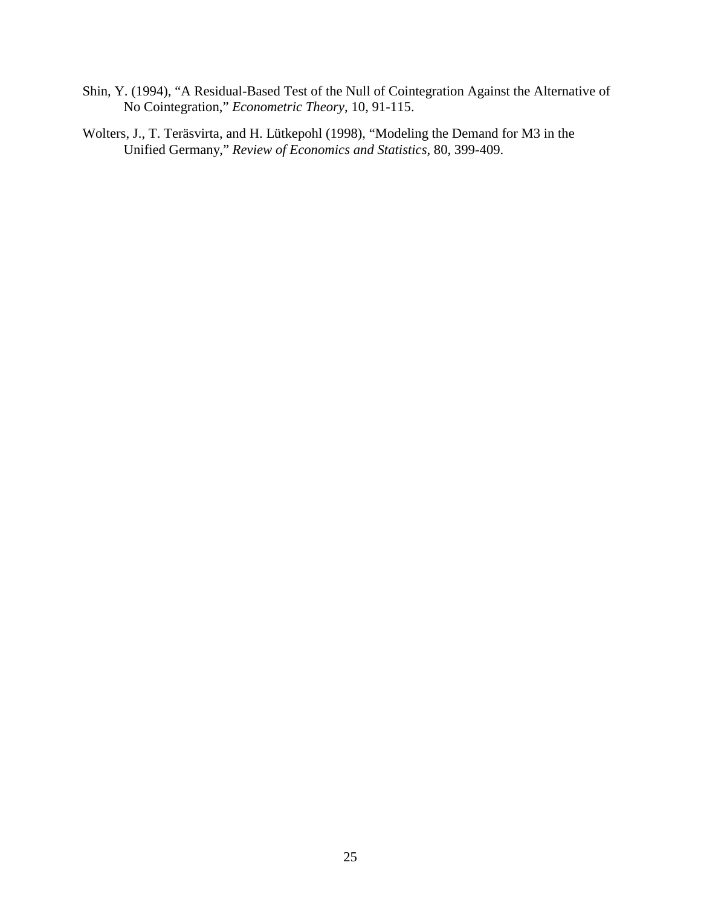Shin, Y. (1994), "A Residual-Based Test of the Null of Cointegration Against the Alternative of No Cointegration," *Econometric Theory*, 10, 91-115.

Wolters, J., T. Teräsvirta, and H. Lütkepohl (1998), "Modeling the Demand for M3 in the Unified Germany," *Review of Economics and Statistics*, 80, 399-409.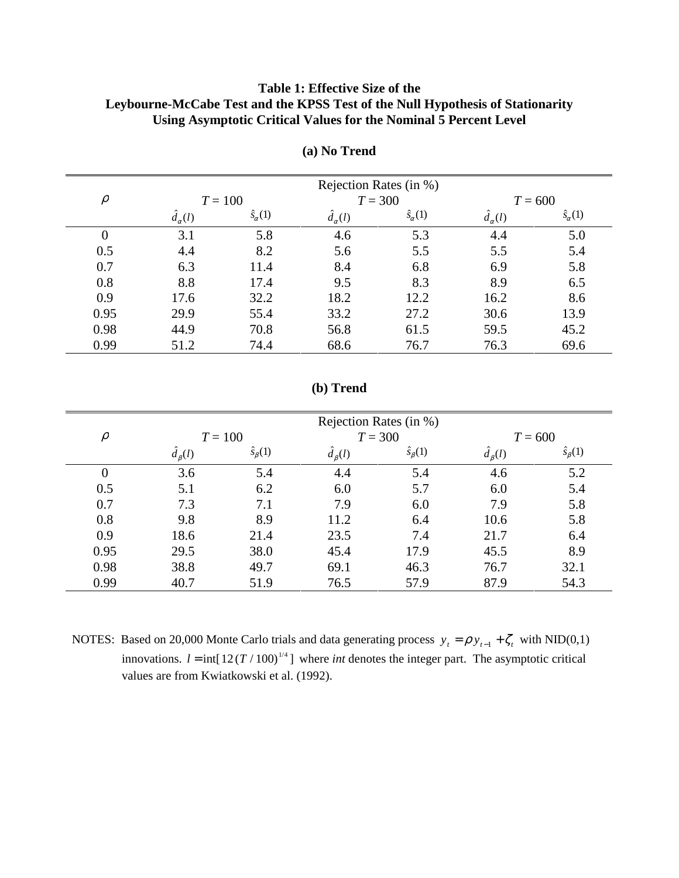**Table 1: Effective Size of the Leybourne-McCabe Test and the KPSS Test of the Null Hypothesis of Stationarity Using Asymptotic Critical Values for the Nominal 5 Percent Level**

**(a) No Trend**

| $\rho$ | Rejection Rates (in %) | | | | | |
|---|---|---|---|---|---|---|
| | $T = 100$ | | $T = 300$ | | $T = 600$ | |
| | $\hat{d}_\alpha(l)$ | $\hat{s}_\alpha(1)$ | $\hat{d}_\alpha(l)$ | $\hat{s}_\alpha(1)$ | $\hat{d}_\alpha(l)$ | $\hat{s}_\alpha(1)$ |
| 0 | 3.1 | 5.8 | 4.6 | 5.3 | 4.4 | 5.0 |
| 0.5 | 4.4 | 8.2 | 5.6 | 5.5 | 5.5 | 5.4 |
| 0.7 | 6.3 | 11.4 | 8.4 | 6.8 | 6.9 | 5.8 |
| 0.8 | 8.8 | 17.4 | 9.5 | 8.3 | 8.9 | 6.5 |
| 0.9 | 17.6 | 32.2 | 18.2 | 12.2 | 16.2 | 8.6 |
| 0.95 | 29.9 | 55.4 | 33.2 | 27.2 | 30.6 | 13.9 |
| 0.98 | 44.9 | 70.8 | 56.8 | 61.5 | 59.5 | 45.2 |
| 0.99 | 51.2 | 74.4 | 68.6 | 76.7 | 76.3 | 69.6 |

**(b) Trend**

| $\rho$ | Rejection Rates (in %) | | | | | |
|---|---|---|---|---|---|---|
| | $T = 100$ | | $T = 300$ | | $T = 600$ | |
| | $\hat{d}_\beta(l)$ | $\hat{s}_\beta(1)$ | $\hat{d}_\beta(l)$ | $\hat{s}_\beta(1)$ | $\hat{d}_\beta(l)$ | $\hat{s}_\beta(1)$ |
| 0 | 3.6 | 5.4 | 4.4 | 5.4 | 4.6 | 5.2 |
| 0.5 | 5.1 | 6.2 | 6.0 | 5.7 | 6.0 | 5.4 |
| 0.7 | 7.3 | 7.1 | 7.9 | 6.0 | 7.9 | 5.8 |
| 0.8 | 9.8 | 8.9 | 11.2 | 6.4 | 10.6 | 5.8 |
| 0.9 | 18.6 | 21.4 | 23.5 | 7.4 | 21.7 | 6.4 |
| 0.95 | 29.5 | 38.0 | 45.4 | 17.9 | 45.5 | 8.9 |
| 0.98 | 38.8 | 49.7 | 69.1 | 46.3 | 76.7 | 32.1 |
| 0.99 | 40.7 | 51.9 | 76.5 | 57.9 | 87.9 | 54.3 |

NOTES: Based on 20,000 Monte Carlo trials and data generating process $y_t = \rho y_{t-1} + \zeta_t$ with NID(0,1) innovations. $l = \text{int}[12(T/100)^{1/4}]$ where *int* denotes the integer part. The asymptotic critical values are from Kwiatkowski et al. (1992).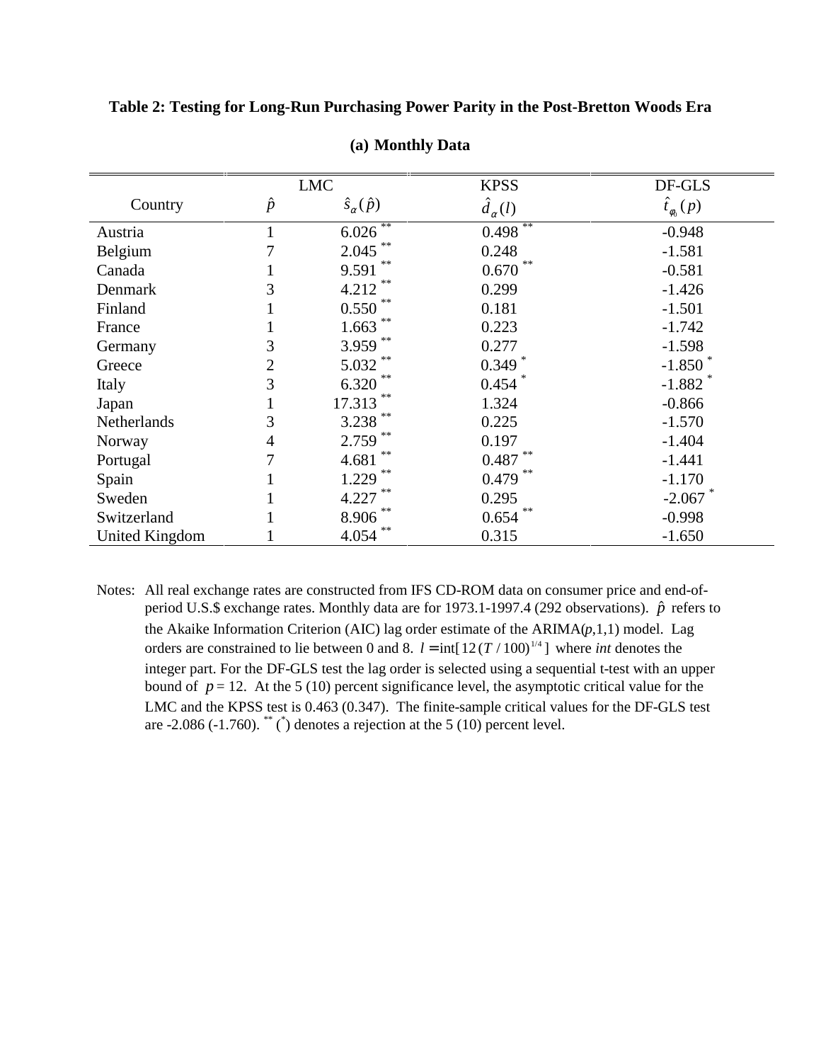**Table 2: Testing for Long-Run Purchasing Power Parity in the Post-Bretton Woods Era**

**(a) Monthly Data**

| | LMC | | KPSS | DF-GLS |
|---|---|---|---|---|
| Country | $\hat{p}$ | $\hat{s}_{\alpha}(\hat{p})$ | $\hat{d}_{\alpha}(l)$ | $\hat{t}_{\phi_0}(p)$ |
| Austria | 1 | 6.026 ** | 0.498 ** | -0.948 |
| Belgium | 7 | 2.045 ** | 0.248 | -1.581 |
| Canada | 1 | 9.591 ** | 0.670 ** | -0.581 |
| Denmark | 3 | 4.212 ** | 0.299 | -1.426 |
| Finland | 1 | 0.550 ** | 0.181 | -1.501 |
| France | 1 | 1.663 ** | 0.223 | -1.742 |
| Germany | 3 | 3.959 ** | 0.277 | -1.598 |
| Greece | 2 | 5.032 ** | 0.349 * | -1.850 * |
| Italy | 3 | 6.320 ** | 0.454 * | -1.882 * |
| Japan | 1 | 17.313 ** | 1.324 | -0.866 |
| Netherlands | 3 | 3.238 ** | 0.225 | -1.570 |
| Norway | 4 | 2.759 ** | 0.197 | -1.404 |
| Portugal | 7 | 4.681 ** | 0.487 ** | -1.441 |
| Spain | 1 | 1.229 ** | 0.479 ** | -1.170 |
| Sweden | 1 | 4.227 ** | 0.295 | -2.067 * |
| Switzerland | 1 | 8.906 ** | 0.654 ** | -0.998 |
| United Kingdom | 1 | 4.054 ** | 0.315 | -1.650 |

Notes: All real exchange rates are constructed from IFS CD-ROM data on consumer price and end-of-period U.S.$ exchange rates. Monthly data are for 1973.1-1997.4 (292 observations). $\hat{p}$ refers to the Akaike Information Criterion (AIC) lag order estimate of the ARIMA($p$,1,1) model. Lag orders are constrained to lie between 0 and 8. $l = \text{int}[12(T/100)^{1/4}]$ where *int* denotes the integer part. For the DF-GLS test the lag order is selected using a sequential t-test with an upper bound of $p = 12$. At the 5 (10) percent significance level, the asymptotic critical value for the LMC and the KPSS test is 0.463 (0.347). The finite-sample critical values for the DF-GLS test are -2.086 (-1.760). ** (*) denotes a rejection at the 5 (10) percent level.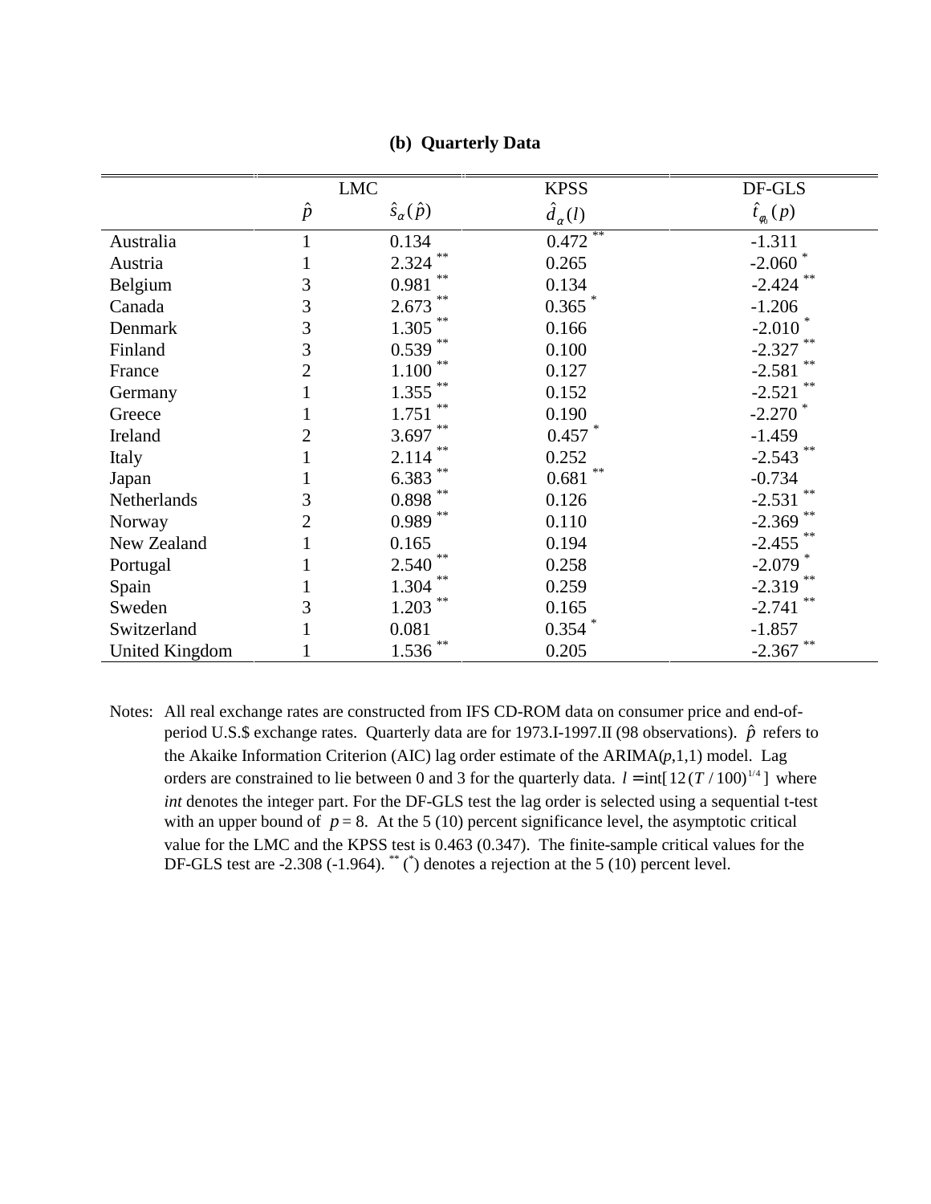**(b) Quarterly Data**

| | LMC | | KPSS | DF-GLS |
|---|---|---|---|---|
| | $\hat{p}$ | $\hat{s}_{\alpha}(\hat{p})$ | $\hat{d}_{\alpha}(l)$ | $\hat{t}_{\phi_0}(p)$ |
| Australia | 1 | 0.134 | 0.472 ** | -1.311 |
| Austria | 1 | 2.324 ** | 0.265 | -2.060 * |
| Belgium | 3 | 0.981 ** | 0.134 | -2.424 ** |
| Canada | 3 | 2.673 ** | 0.365 * | -1.206 |
| Denmark | 3 | 1.305 ** | 0.166 | -2.010 * |
| Finland | 3 | 0.539 ** | 0.100 | -2.327 ** |
| France | 2 | 1.100 ** | 0.127 | -2.581 ** |
| Germany | 1 | 1.355 ** | 0.152 | -2.521 ** |
| Greece | 1 | 1.751 ** | 0.190 | -2.270 * |
| Ireland | 2 | 3.697 ** | 0.457 * | -1.459 |
| Italy | 1 | 2.114 ** | 0.252 | -2.543 ** |
| Japan | 1 | 6.383 ** | 0.681 ** | -0.734 |
| Netherlands | 3 | 0.898 ** | 0.126 | -2.531 ** |
| Norway | 2 | 0.989 ** | 0.110 | -2.369 ** |
| New Zealand | 1 | 0.165 | 0.194 | -2.455 ** |
| Portugal | 1 | 2.540 ** | 0.258 | -2.079 * |
| Spain | 1 | 1.304 ** | 0.259 | -2.319 ** |
| Sweden | 3 | 1.203 ** | 0.165 | -2.741 ** |
| Switzerland | 1 | 0.081 | 0.354 * | -1.857 |
| United Kingdom | 1 | 1.536 ** | 0.205 | -2.367 ** |

Notes: All real exchange rates are constructed from IFS CD-ROM data on consumer price and end-of-period U.S.$ exchange rates. Quarterly data are for 1973.I-1997.II (98 observations). $\hat{p}$ refers to the Akaike Information Criterion (AIC) lag order estimate of the ARIMA($p$,1,1) model. Lag orders are constrained to lie between 0 and 3 for the quarterly data. $l = \text{int}[12(T/100)^{1/4}]$ where *int* denotes the integer part. For the DF-GLS test the lag order is selected using a sequential t-test with an upper bound of $p = 8$. At the 5 (10) percent significance level, the asymptotic critical value for the LMC and the KPSS test is 0.463 (0.347). The finite-sample critical values for the DF-GLS test are -2.308 (-1.964). ** (*) denotes a rejection at the 5 (10) percent level.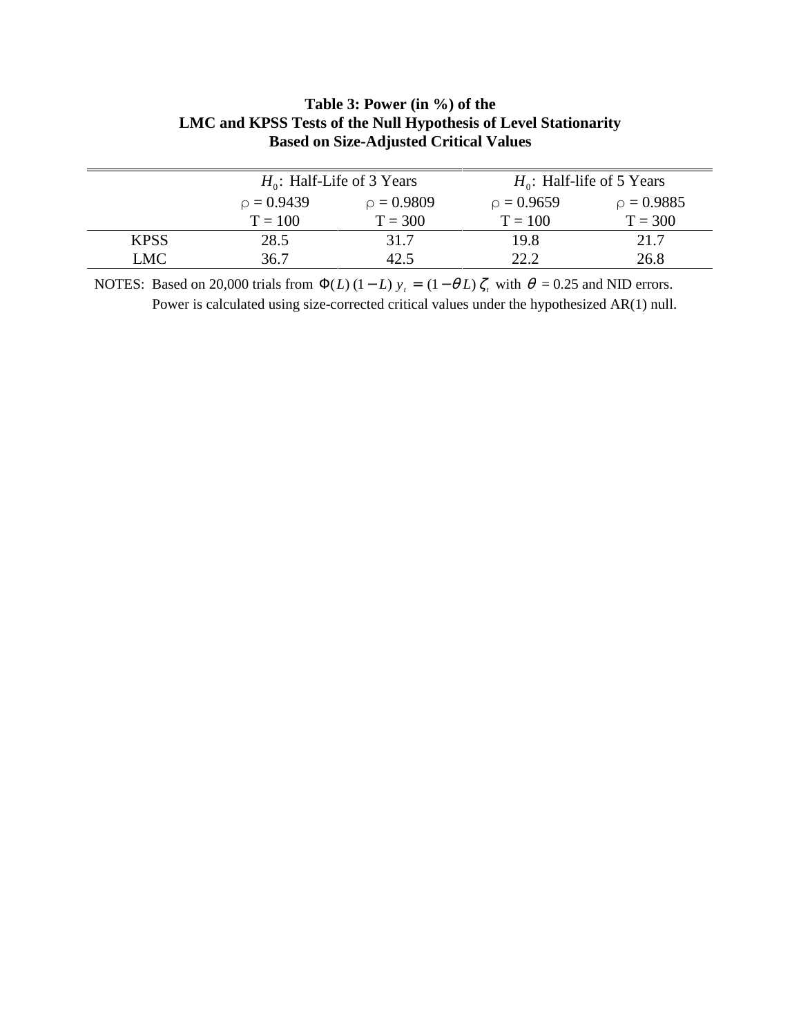**Table 3: Power (in %) of the LMC and KPSS Tests of the Null Hypothesis of Level Stationarity Based on Size-Adjusted Critical Values**

| | $H_0$: Half-Life of 3 Years | | $H_0$: Half-life of 5 Years | |
|---|---|---|---|---|
| | $\rho$ = 0.9439 | $\rho$ = 0.9809 | $\rho$ = 0.9659 | $\rho$ = 0.9885 |
| | T = 100 | T = 300 | T = 100 | T = 300 |
| KPSS | 28.5 | 31.7 | 19.8 | 21.7 |
| LMC | 36.7 | 42.5 | 22.2 | 26.8 |

NOTES: Based on 20,000 trials from $\Phi(L)\,(1-L)\,y_t = (1-\theta L)\,\zeta_t$ with $\theta$ = 0.25 and NID errors. Power is calculated using size-corrected critical values under the hypothesized AR(1) null.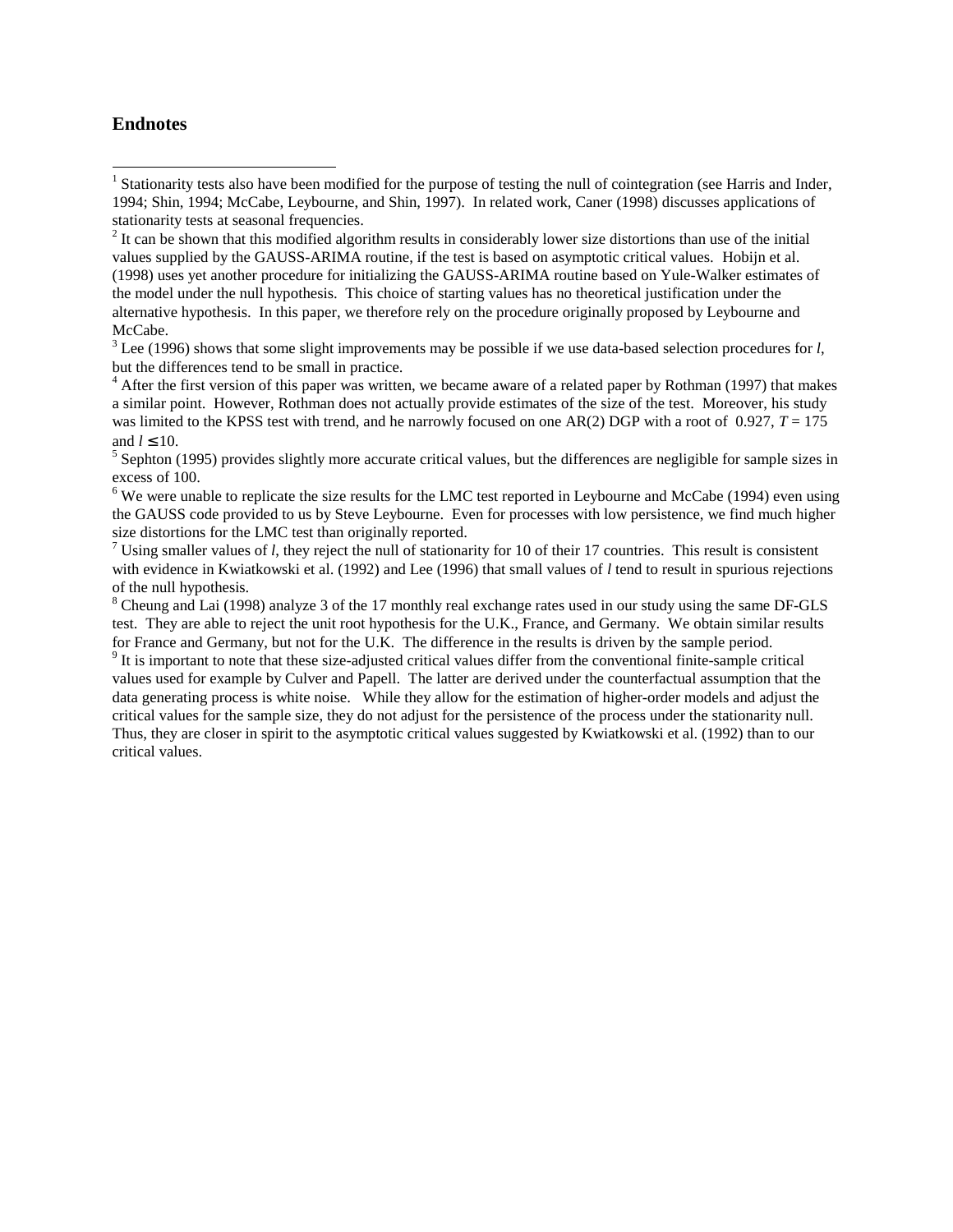## Endnotes

[1] Stationarity tests also have been modified for the purpose of testing the null of cointegration (see Harris and Inder, 1994; Shin, 1994; McCabe, Leybourne, and Shin, 1997). In related work, Caner (1998) discusses applications of stationarity tests at seasonal frequencies.

[2] It can be shown that this modified algorithm results in considerably lower size distortions than use of the initial values supplied by the GAUSS-ARIMA routine, if the test is based on asymptotic critical values. Hobijn et al. (1998) uses yet another procedure for initializing the GAUSS-ARIMA routine based on Yule-Walker estimates of the model under the null hypothesis. This choice of starting values has no theoretical justification under the alternative hypothesis. In this paper, we therefore rely on the procedure originally proposed by Leybourne and McCabe.

[3] Lee (1996) shows that some slight improvements may be possible if we use data-based selection procedures for $l$, but the differences tend to be small in practice.

[4] After the first version of this paper was written, we became aware of a related paper by Rothman (1997) that makes a similar point. However, Rothman does not actually provide estimates of the size of the test. Moreover, his study was limited to the KPSS test with trend, and he narrowly focused on one AR(2) DGP with a root of 0.927, $T = 175$ and $l \leq 10$.

[5] Sephton (1995) provides slightly more accurate critical values, but the differences are negligible for sample sizes in excess of 100.

[6] We were unable to replicate the size results for the LMC test reported in Leybourne and McCabe (1994) even using the GAUSS code provided to us by Steve Leybourne. Even for processes with low persistence, we find much higher size distortions for the LMC test than originally reported.

[7] Using smaller values of $l$, they reject the null of stationarity for 10 of their 17 countries. This result is consistent with evidence in Kwiatkowski et al. (1992) and Lee (1996) that small values of $l$ tend to result in spurious rejections of the null hypothesis.

[8] Cheung and Lai (1998) analyze 3 of the 17 monthly real exchange rates used in our study using the same DF-GLS test. They are able to reject the unit root hypothesis for the U.K., France, and Germany. We obtain similar results for France and Germany, but not for the U.K. The difference in the results is driven by the sample period.

[9] It is important to note that these size-adjusted critical values differ from the conventional finite-sample critical values used for example by Culver and Papell. The latter are derived under the counterfactual assumption that the data generating process is white noise. While they allow for the estimation of higher-order models and adjust the critical values for the sample size, they do not adjust for the persistence of the process under the stationarity null. Thus, they are closer in spirit to the asymptotic critical values suggested by Kwiatkowski et al. (1992) than to our critical values.